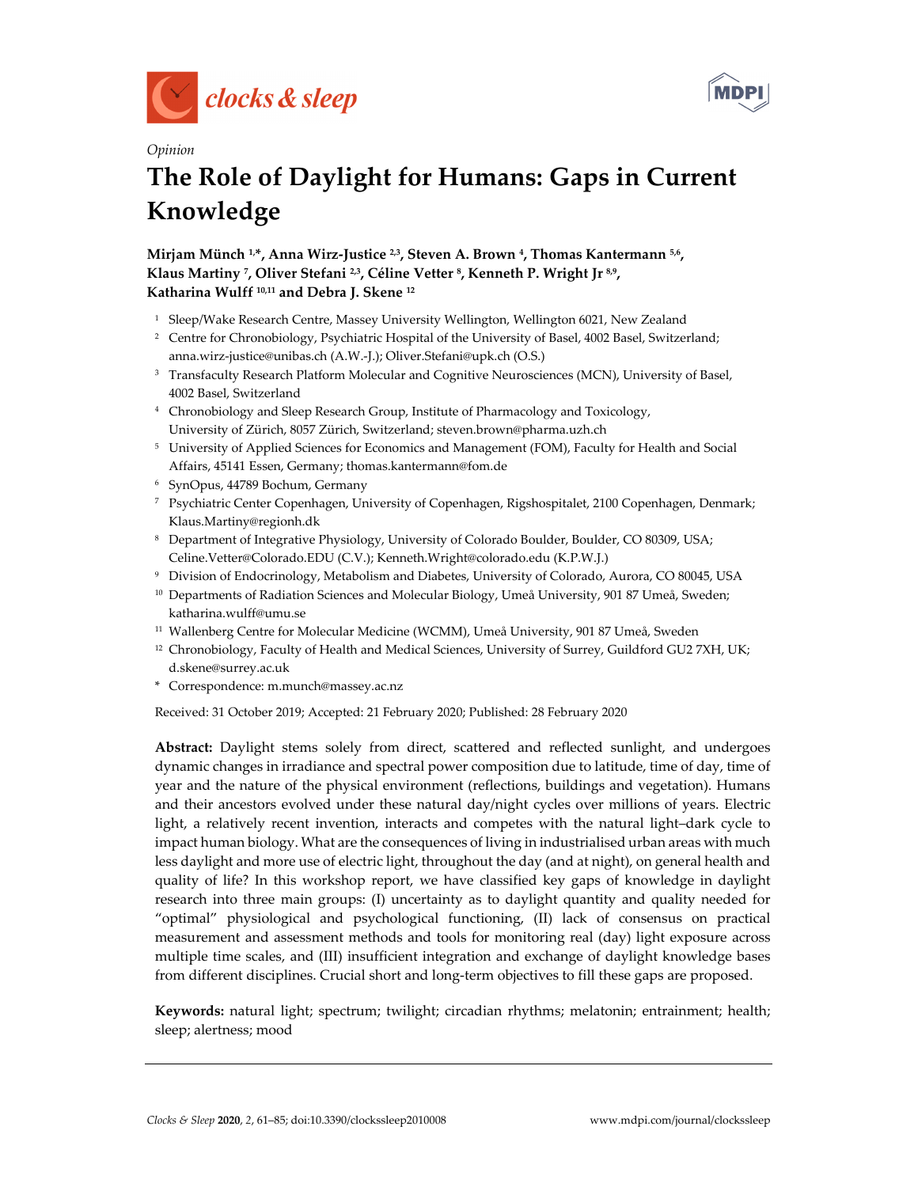*Opinion*

# The Role of Daylight for Humans: Gaps in Current Knowledge

**Mirjam Münch [1,*], Anna Wirz-Justice [2,3], Steven A. Brown [4], Thomas Kantermann [5,6], Klaus Martiny [7], Oliver Stefani [2,3], Céline Vetter [8], Kenneth P. Wright Jr [8,9], Katharina Wulff [10,11] and Debra J. Skene [12]**

[1] Sleep/Wake Research Centre, Massey University Wellington, Wellington 6021, New Zealand
[2] Centre for Chronobiology, Psychiatric Hospital of the University of Basel, 4002 Basel, Switzerland; anna.wirz-justice@unibas.ch (A.W.-J.); Oliver.Stefani@upk.ch (O.S.)
[3] Transfaculty Research Platform Molecular and Cognitive Neurosciences (MCN), University of Basel, 4002 Basel, Switzerland
[4] Chronobiology and Sleep Research Group, Institute of Pharmacology and Toxicology, University of Zürich, 8057 Zürich, Switzerland; steven.brown@pharma.uzh.ch
[5] University of Applied Sciences for Economics and Management (FOM), Faculty for Health and Social Affairs, 45141 Essen, Germany; thomas.kantermann@fom.de
[6] SynOpus, 44789 Bochum, Germany
[7] Psychiatric Center Copenhagen, University of Copenhagen, Rigshospitalet, 2100 Copenhagen, Denmark; Klaus.Martiny@regionh.dk
[8] Department of Integrative Physiology, University of Colorado Boulder, Boulder, CO 80309, USA; Celine.Vetter@Colorado.EDU (C.V.); Kenneth.Wright@colorado.edu (K.P.W.J.)
[9] Division of Endocrinology, Metabolism and Diabetes, University of Colorado, Aurora, CO 80045, USA
[10] Departments of Radiation Sciences and Molecular Biology, Umeå University, 901 87 Umeå, Sweden; katharina.wulff@umu.se
[11] Wallenberg Centre for Molecular Medicine (WCMM), Umeå University, 901 87 Umeå, Sweden
[12] Chronobiology, Faculty of Health and Medical Sciences, University of Surrey, Guildford GU2 7XH, UK; d.skene@surrey.ac.uk
[*] Correspondence: m.munch@massey.ac.nz

Received: 31 October 2019; Accepted: 21 February 2020; Published: 28 February 2020

**Abstract:** Daylight stems solely from direct, scattered and reflected sunlight, and undergoes dynamic changes in irradiance and spectral power composition due to latitude, time of day, time of year and the nature of the physical environment (reflections, buildings and vegetation). Humans and their ancestors evolved under these natural day/night cycles over millions of years. Electric light, a relatively recent invention, interacts and competes with the natural light–dark cycle to impact human biology. What are the consequences of living in industrialised urban areas with much less daylight and more use of electric light, throughout the day (and at night), on general health and quality of life? In this workshop report, we have classified key gaps of knowledge in daylight research into three main groups: (I) uncertainty as to daylight quantity and quality needed for "optimal" physiological and psychological functioning, (II) lack of consensus on practical measurement and assessment methods and tools for monitoring real (day) light exposure across multiple time scales, and (III) insufficient integration and exchange of daylight knowledge bases from different disciplines. Crucial short and long-term objectives to fill these gaps are proposed.

**Keywords:** natural light; spectrum; twilight; circadian rhythms; melatonin; entrainment; health; sleep; alertness; mood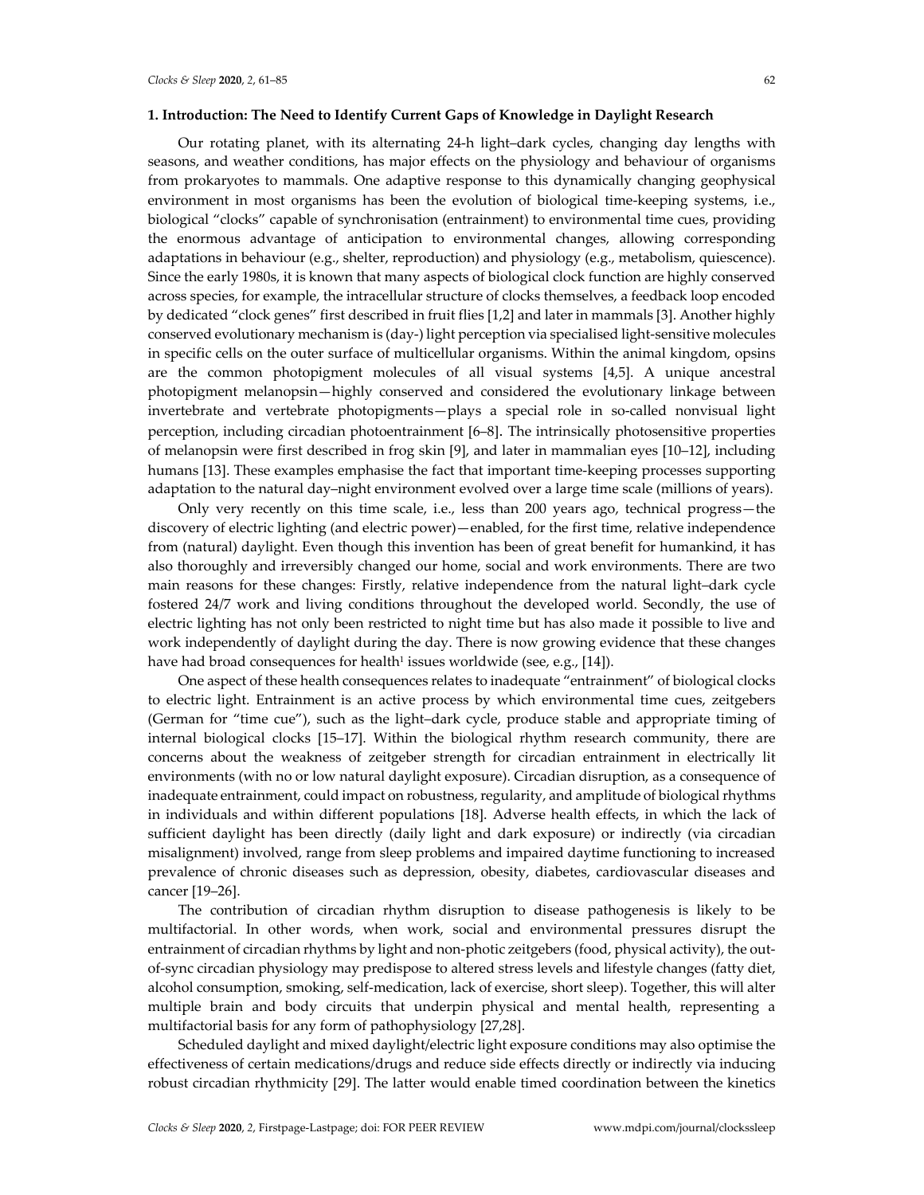## 1. Introduction: The Need to Identify Current Gaps of Knowledge in Daylight Research

Our rotating planet, with its alternating 24-h light–dark cycles, changing day lengths with seasons, and weather conditions, has major effects on the physiology and behaviour of organisms from prokaryotes to mammals. One adaptive response to this dynamically changing geophysical environment in most organisms has been the evolution of biological time-keeping systems, i.e., biological "clocks" capable of synchronisation (entrainment) to environmental time cues, providing the enormous advantage of anticipation to environmental changes, allowing corresponding adaptations in behaviour (e.g., shelter, reproduction) and physiology (e.g., metabolism, quiescence). Since the early 1980s, it is known that many aspects of biological clock function are highly conserved across species, for example, the intracellular structure of clocks themselves, a feedback loop encoded by dedicated "clock genes" first described in fruit flies [1,2] and later in mammals [3]. Another highly conserved evolutionary mechanism is (day-) light perception via specialised light-sensitive molecules in specific cells on the outer surface of multicellular organisms. Within the animal kingdom, opsins are the common photopigment molecules of all visual systems [4,5]. A unique ancestral photopigment melanopsin—highly conserved and considered the evolutionary linkage between invertebrate and vertebrate photopigments—plays a special role in so-called nonvisual light perception, including circadian photoentrainment [6–8]. The intrinsically photosensitive properties of melanopsin were first described in frog skin [9], and later in mammalian eyes [10–12], including humans [13]. These examples emphasise the fact that important time-keeping processes supporting adaptation to the natural day–night environment evolved over a large time scale (millions of years).

Only very recently on this time scale, i.e., less than 200 years ago, technical progress—the discovery of electric lighting (and electric power)—enabled, for the first time, relative independence from (natural) daylight. Even though this invention has been of great benefit for humankind, it has also thoroughly and irreversibly changed our home, social and work environments. There are two main reasons for these changes: Firstly, relative independence from the natural light–dark cycle fostered 24/7 work and living conditions throughout the developed world. Secondly, the use of electric lighting has not only been restricted to night time but has also made it possible to live and work independently of daylight during the day. There is now growing evidence that these changes have had broad consequences for health[1] issues worldwide (see, e.g., [14]).

One aspect of these health consequences relates to inadequate "entrainment" of biological clocks to electric light. Entrainment is an active process by which environmental time cues, zeitgebers (German for "time cue"), such as the light–dark cycle, produce stable and appropriate timing of internal biological clocks [15–17]. Within the biological rhythm research community, there are concerns about the weakness of zeitgeber strength for circadian entrainment in electrically lit environments (with no or low natural daylight exposure). Circadian disruption, as a consequence of inadequate entrainment, could impact on robustness, regularity, and amplitude of biological rhythms in individuals and within different populations [18]. Adverse health effects, in which the lack of sufficient daylight has been directly (daily light and dark exposure) or indirectly (via circadian misalignment) involved, range from sleep problems and impaired daytime functioning to increased prevalence of chronic diseases such as depression, obesity, diabetes, cardiovascular diseases and cancer [19–26].

The contribution of circadian rhythm disruption to disease pathogenesis is likely to be multifactorial. In other words, when work, social and environmental pressures disrupt the entrainment of circadian rhythms by light and non-photic zeitgebers (food, physical activity), the out-of-sync circadian physiology may predispose to altered stress levels and lifestyle changes (fatty diet, alcohol consumption, smoking, self-medication, lack of exercise, short sleep). Together, this will alter multiple brain and body circuits that underpin physical and mental health, representing a multifactorial basis for any form of pathophysiology [27,28].

Scheduled daylight and mixed daylight/electric light exposure conditions may also optimise the effectiveness of certain medications/drugs and reduce side effects directly or indirectly via inducing robust circadian rhythmicity [29]. The latter would enable timed coordination between the kinetics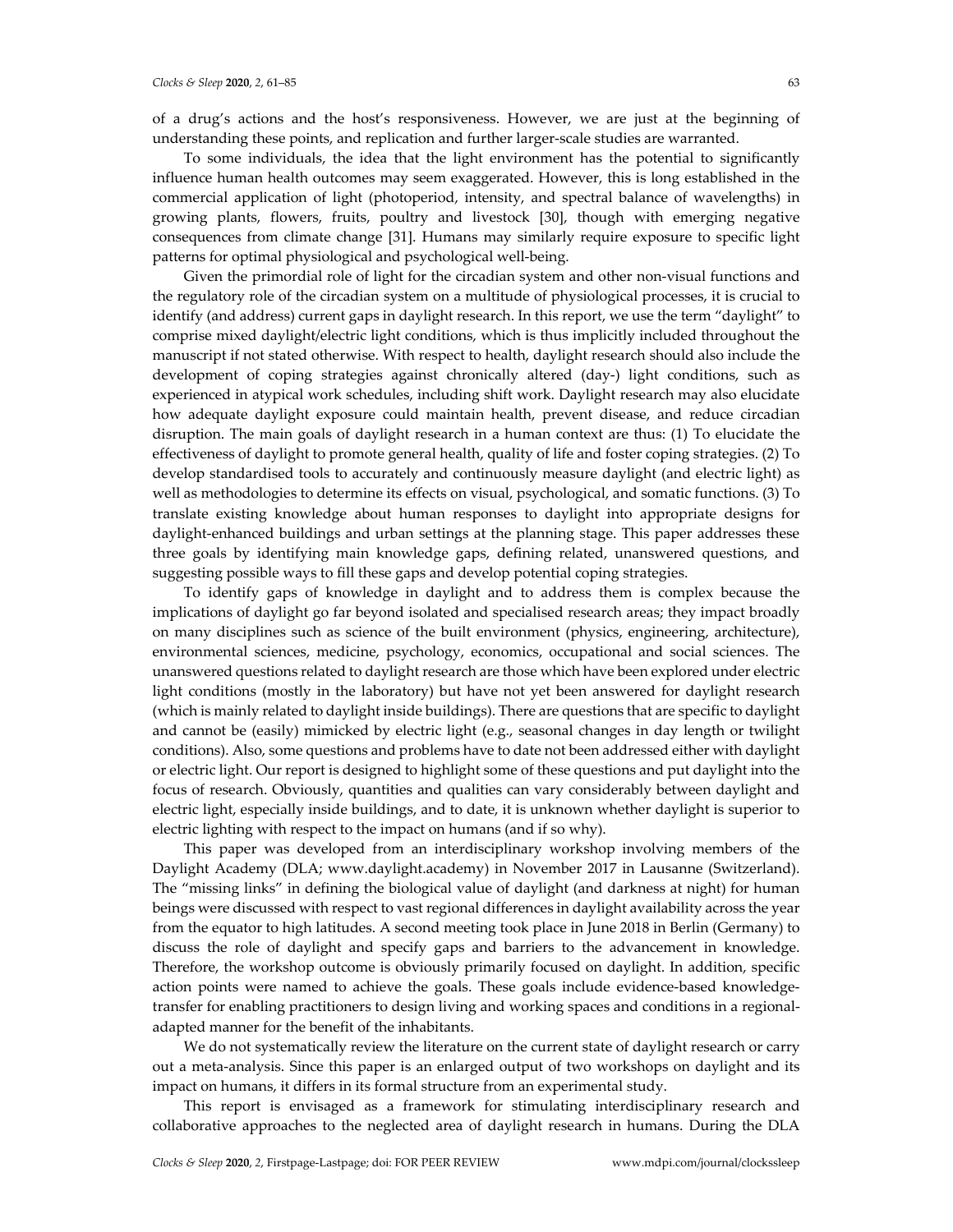of a drug's actions and the host's responsiveness. However, we are just at the beginning of understanding these points, and replication and further larger-scale studies are warranted.

To some individuals, the idea that the light environment has the potential to significantly influence human health outcomes may seem exaggerated. However, this is long established in the commercial application of light (photoperiod, intensity, and spectral balance of wavelengths) in growing plants, flowers, fruits, poultry and livestock [30], though with emerging negative consequences from climate change [31]. Humans may similarly require exposure to specific light patterns for optimal physiological and psychological well-being.

Given the primordial role of light for the circadian system and other non-visual functions and the regulatory role of the circadian system on a multitude of physiological processes, it is crucial to identify (and address) current gaps in daylight research. In this report, we use the term "daylight" to comprise mixed daylight/electric light conditions, which is thus implicitly included throughout the manuscript if not stated otherwise. With respect to health, daylight research should also include the development of coping strategies against chronically altered (day-) light conditions, such as experienced in atypical work schedules, including shift work. Daylight research may also elucidate how adequate daylight exposure could maintain health, prevent disease, and reduce circadian disruption. The main goals of daylight research in a human context are thus: (1) To elucidate the effectiveness of daylight to promote general health, quality of life and foster coping strategies. (2) To develop standardised tools to accurately and continuously measure daylight (and electric light) as well as methodologies to determine its effects on visual, psychological, and somatic functions. (3) To translate existing knowledge about human responses to daylight into appropriate designs for daylight-enhanced buildings and urban settings at the planning stage. This paper addresses these three goals by identifying main knowledge gaps, defining related, unanswered questions, and suggesting possible ways to fill these gaps and develop potential coping strategies.

To identify gaps of knowledge in daylight and to address them is complex because the implications of daylight go far beyond isolated and specialised research areas; they impact broadly on many disciplines such as science of the built environment (physics, engineering, architecture), environmental sciences, medicine, psychology, economics, occupational and social sciences. The unanswered questions related to daylight research are those which have been explored under electric light conditions (mostly in the laboratory) but have not yet been answered for daylight research (which is mainly related to daylight inside buildings). There are questions that are specific to daylight and cannot be (easily) mimicked by electric light (e.g., seasonal changes in day length or twilight conditions). Also, some questions and problems have to date not been addressed either with daylight or electric light. Our report is designed to highlight some of these questions and put daylight into the focus of research. Obviously, quantities and qualities can vary considerably between daylight and electric light, especially inside buildings, and to date, it is unknown whether daylight is superior to electric lighting with respect to the impact on humans (and if so why).

This paper was developed from an interdisciplinary workshop involving members of the Daylight Academy (DLA; www.daylight.academy) in November 2017 in Lausanne (Switzerland). The "missing links" in defining the biological value of daylight (and darkness at night) for human beings were discussed with respect to vast regional differences in daylight availability across the year from the equator to high latitudes. A second meeting took place in June 2018 in Berlin (Germany) to discuss the role of daylight and specify gaps and barriers to the advancement in knowledge. Therefore, the workshop outcome is obviously primarily focused on daylight. In addition, specific action points were named to achieve the goals. These goals include evidence-based knowledge-transfer for enabling practitioners to design living and working spaces and conditions in a regional-adapted manner for the benefit of the inhabitants.

We do not systematically review the literature on the current state of daylight research or carry out a meta-analysis. Since this paper is an enlarged output of two workshops on daylight and its impact on humans, it differs in its formal structure from an experimental study.

This report is envisaged as a framework for stimulating interdisciplinary research and collaborative approaches to the neglected area of daylight research in humans. During the DLA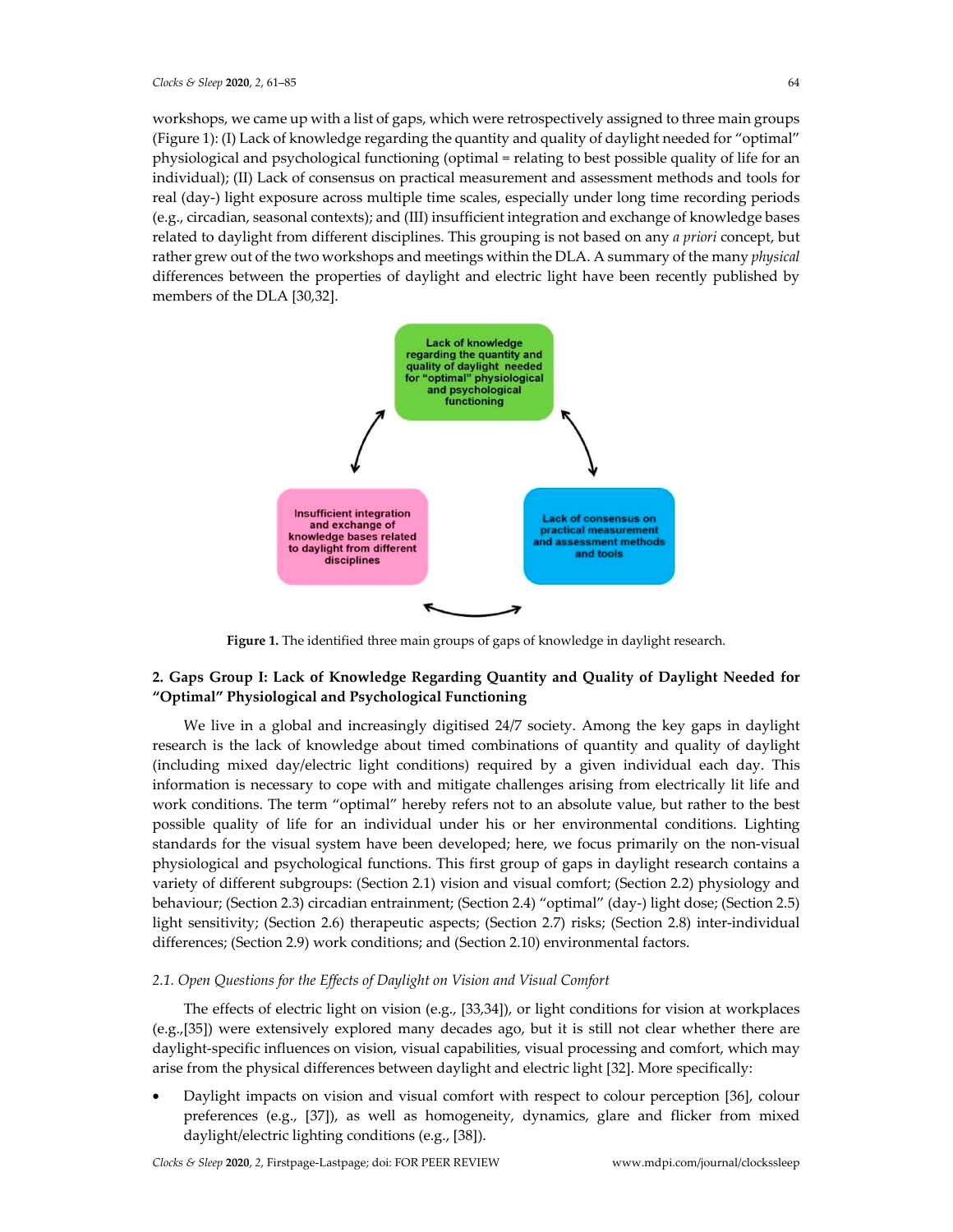workshops, we came up with a list of gaps, which were retrospectively assigned to three main groups (Figure 1): (I) Lack of knowledge regarding the quantity and quality of daylight needed for "optimal" physiological and psychological functioning (optimal = relating to best possible quality of life for an individual); (II) Lack of consensus on practical measurement and assessment methods and tools for real (day-) light exposure across multiple time scales, especially under long time recording periods (e.g., circadian, seasonal contexts); and (III) insufficient integration and exchange of knowledge bases related to daylight from different disciplines. This grouping is not based on any *a priori* concept, but rather grew out of the two workshops and meetings within the DLA. A summary of the many *physical* differences between the properties of daylight and electric light have been recently published by members of the DLA [30,32].

Lack of knowledge regarding the quantity and quality of daylight needed for "optimal" physiological and psychological functioning

Lack of consensus on practical measurement and assessment methods and tools

Insufficient integration and exchange of knowledge bases related to daylight from different disciplines

**Figure 1.** The identified three main groups of gaps of knowledge in daylight research.

## 2. Gaps Group I: Lack of Knowledge Regarding Quantity and Quality of Daylight Needed for "Optimal" Physiological and Psychological Functioning

We live in a global and increasingly digitised 24/7 society. Among the key gaps in daylight research is the lack of knowledge about timed combinations of quantity and quality of daylight (including mixed day/electric light conditions) required by a given individual each day. This information is necessary to cope with and mitigate challenges arising from electrically lit life and work conditions. The term "optimal" hereby refers not to an absolute value, but rather to the best possible quality of life for an individual under his or her environmental conditions. Lighting standards for the visual system have been developed; here, we focus primarily on the non-visual physiological and psychological functions. This first group of gaps in daylight research contains a variety of different subgroups: (Section 2.1) vision and visual comfort; (Section 2.2) physiology and behaviour; (Section 2.3) circadian entrainment; (Section 2.4) "optimal" (day-) light dose; (Section 2.5) light sensitivity; (Section 2.6) therapeutic aspects; (Section 2.7) risks; (Section 2.8) inter-individual differences; (Section 2.9) work conditions; and (Section 2.10) environmental factors.

### 2.1. Open Questions for the Effects of Daylight on Vision and Visual Comfort

The effects of electric light on vision (e.g., [33,34]), or light conditions for vision at workplaces (e.g.,[35]) were extensively explored many decades ago, but it is still not clear whether there are daylight-specific influences on vision, visual capabilities, visual processing and comfort, which may arise from the physical differences between daylight and electric light [32]. More specifically:

- Daylight impacts on vision and visual comfort with respect to colour perception [36], colour preferences (e.g., [37]), as well as homogeneity, dynamics, glare and flicker from mixed daylight/electric lighting conditions (e.g., [38]).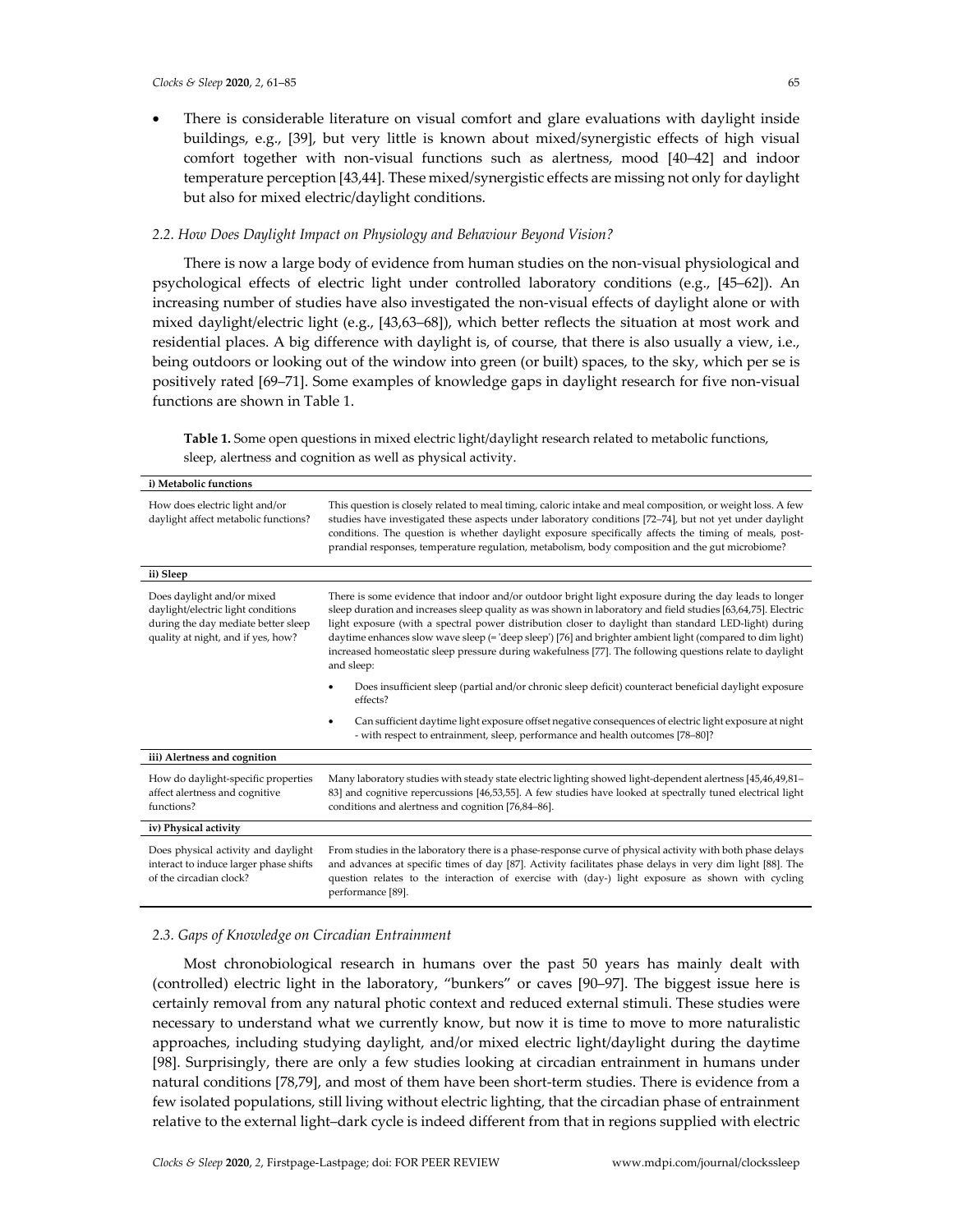- There is considerable literature on visual comfort and glare evaluations with daylight inside buildings, e.g., [39], but very little is known about mixed/synergistic effects of high visual comfort together with non-visual functions such as alertness, mood [40–42] and indoor temperature perception [43,44]. These mixed/synergistic effects are missing not only for daylight but also for mixed electric/daylight conditions.

### *2.2. How Does Daylight Impact on Physiology and Behaviour Beyond Vision?*

There is now a large body of evidence from human studies on the non-visual physiological and psychological effects of electric light under controlled laboratory conditions (e.g., [45–62]). An increasing number of studies have also investigated the non-visual effects of daylight alone or with mixed daylight/electric light (e.g., [43,63–68]), which better reflects the situation at most work and residential places. A big difference with daylight is, of course, that there is also usually a view, i.e., being outdoors or looking out of the window into green (or built) spaces, to the sky, which per se is positively rated [69–71]. Some examples of knowledge gaps in daylight research for five non-visual functions are shown in Table 1.

**Table 1.** Some open questions in mixed electric light/daylight research related to metabolic functions, sleep, alertness and cognition as well as physical activity.

| **i) Metabolic functions** | |
|---|---|
| How does electric light and/or daylight affect metabolic functions? | This question is closely related to meal timing, caloric intake and meal composition, or weight loss. A few studies have investigated these aspects under laboratory conditions [72–74], but not yet under daylight conditions. The question is whether daylight exposure specifically affects the timing of meals, post-prandial responses, temperature regulation, metabolism, body composition and the gut microbiome? |
| **ii) Sleep** | |
| Does daylight and/or mixed daylight/electric light conditions during the day mediate better sleep quality at night, and if yes, how? | There is some evidence that indoor and/or outdoor bright light exposure during the day leads to longer sleep duration and increases sleep quality as was shown in laboratory and field studies [63,64,75]. Electric light exposure (with a spectral power distribution closer to daylight than standard LED-light) during daytime enhances slow wave sleep (= 'deep sleep') [76] and brighter ambient light (compared to dim light) increased homeostatic sleep pressure during wakefulness [77]. The following questions relate to daylight and sleep: • Does insufficient sleep (partial and/or chronic sleep deficit) counteract beneficial daylight exposure effects? • Can sufficient daytime light exposure offset negative consequences of electric light exposure at night - with respect to entrainment, sleep, performance and health outcomes [78–80]? |
| **iii) Alertness and cognition** | |
| How do daylight-specific properties affect alertness and cognitive functions? | Many laboratory studies with steady state electric lighting showed light-dependent alertness [45,46,49,81–83] and cognitive repercussions [46,53,55]. A few studies have looked at spectrally tuned electrical light conditions and alertness and cognition [76,84–86]. |
| **iv) Physical activity** | |
| Does physical activity and daylight interact to induce larger phase shifts of the circadian clock? | From studies in the laboratory there is a phase-response curve of physical activity with both phase delays and advances at specific times of day [87]. Activity facilitates phase delays in very dim light [88]. The question relates to the interaction of exercise with (day-) light exposure as shown with cycling performance [89]. |

### *2.3. Gaps of Knowledge on Circadian Entrainment*

Most chronobiological research in humans over the past 50 years has mainly dealt with (controlled) electric light in the laboratory, "bunkers" or caves [90–97]. The biggest issue here is certainly removal from any natural photic context and reduced external stimuli. These studies were necessary to understand what we currently know, but now it is time to move to more naturalistic approaches, including studying daylight, and/or mixed electric light/daylight during the daytime [98]. Surprisingly, there are only a few studies looking at circadian entrainment in humans under natural conditions [78,79], and most of them have been short-term studies. There is evidence from a few isolated populations, still living without electric lighting, that the circadian phase of entrainment relative to the external light–dark cycle is indeed different from that in regions supplied with electric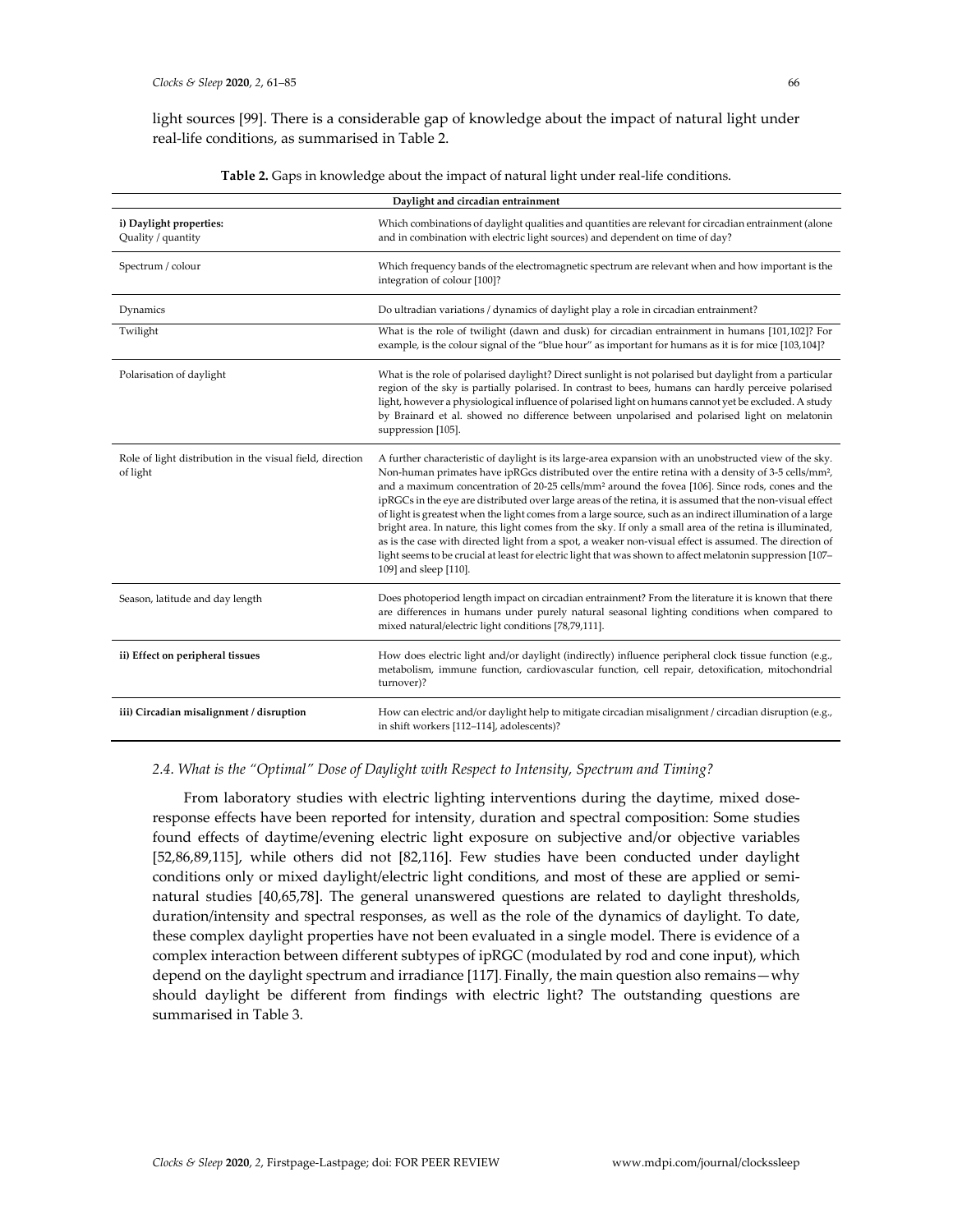light sources [99]. There is a considerable gap of knowledge about the impact of natural light under real-life conditions, as summarised in Table 2.

**Table 2.** Gaps in knowledge about the impact of natural light under real-life conditions.

| **Daylight and circadian entrainment** | |
|---|---|
| **i) Daylight properties:** Quality / quantity | Which combinations of daylight qualities and quantities are relevant for circadian entrainment (alone and in combination with electric light sources) and dependent on time of day? |
| Spectrum / colour | Which frequency bands of the electromagnetic spectrum are relevant when and how important is the integration of colour [100]? |
| Dynamics | Do ultradian variations / dynamics of daylight play a role in circadian entrainment? |
| Twilight | What is the role of twilight (dawn and dusk) for circadian entrainment in humans [101,102]? For example, is the colour signal of the "blue hour" as important for humans as it is for mice [103,104]? |
| Polarisation of daylight | What is the role of polarised daylight? Direct sunlight is not polarised but daylight from a particular region of the sky is partially polarised. In contrast to bees, humans can hardly perceive polarised light, however a physiological influence of polarised light on humans cannot yet be excluded. A study by Brainard et al. showed no difference between unpolarised and polarised light on melatonin suppression [105]. |
| Role of light distribution in the visual field, direction of light | A further characteristic of daylight is its large-area expansion with an unobstructed view of the sky. Non-human primates have ipRGCs distributed over the entire retina with a density of 3-5 cells/mm², and a maximum concentration of 20-25 cells/mm² around the fovea [106]. Since rods, cones and the ipRGCs in the eye are distributed over large areas of the retina, it is assumed that the non-visual effect of light is greatest when the light comes from a large source, such as an indirect illumination of a large bright area. In nature, this light comes from the sky. If only a small area of the retina is illuminated, as is the case with directed light from a spot, a weaker non-visual effect is assumed. The direction of light seems to be crucial at least for electric light that was shown to affect melatonin suppression [107–109] and sleep [110]. |
| Season, latitude and day length | Does photoperiod length impact on circadian entrainment? From the literature it is known that there are differences in humans under purely natural seasonal lighting conditions when compared to mixed natural/electric light conditions [78,79,111]. |
| **ii) Effect on peripheral tissues** | How does electric light and/or daylight (indirectly) influence peripheral clock tissue function (e.g., metabolism, immune function, cardiovascular function, cell repair, detoxification, mitochondrial turnover)? |
| **iii) Circadian misalignment / disruption** | How can electric and/or daylight help to mitigate circadian misalignment / circadian disruption (e.g., in shift workers [112–114], adolescents)? |

### *2.4. What is the "Optimal" Dose of Daylight with Respect to Intensity, Spectrum and Timing?*

From laboratory studies with electric lighting interventions during the daytime, mixed dose-response effects have been reported for intensity, duration and spectral composition: Some studies found effects of daytime/evening electric light exposure on subjective and/or objective variables [52,86,89,115], while others did not [82,116]. Few studies have been conducted under daylight conditions only or mixed daylight/electric light conditions, and most of these are applied or semi-natural studies [40,65,78]. The general unanswered questions are related to daylight thresholds, duration/intensity and spectral responses, as well as the role of the dynamics of daylight. To date, these complex daylight properties have not been evaluated in a single model. There is evidence of a complex interaction between different subtypes of ipRGC (modulated by rod and cone input), which depend on the daylight spectrum and irradiance [117]. Finally, the main question also remains—why should daylight be different from findings with electric light? The outstanding questions are summarised in Table 3.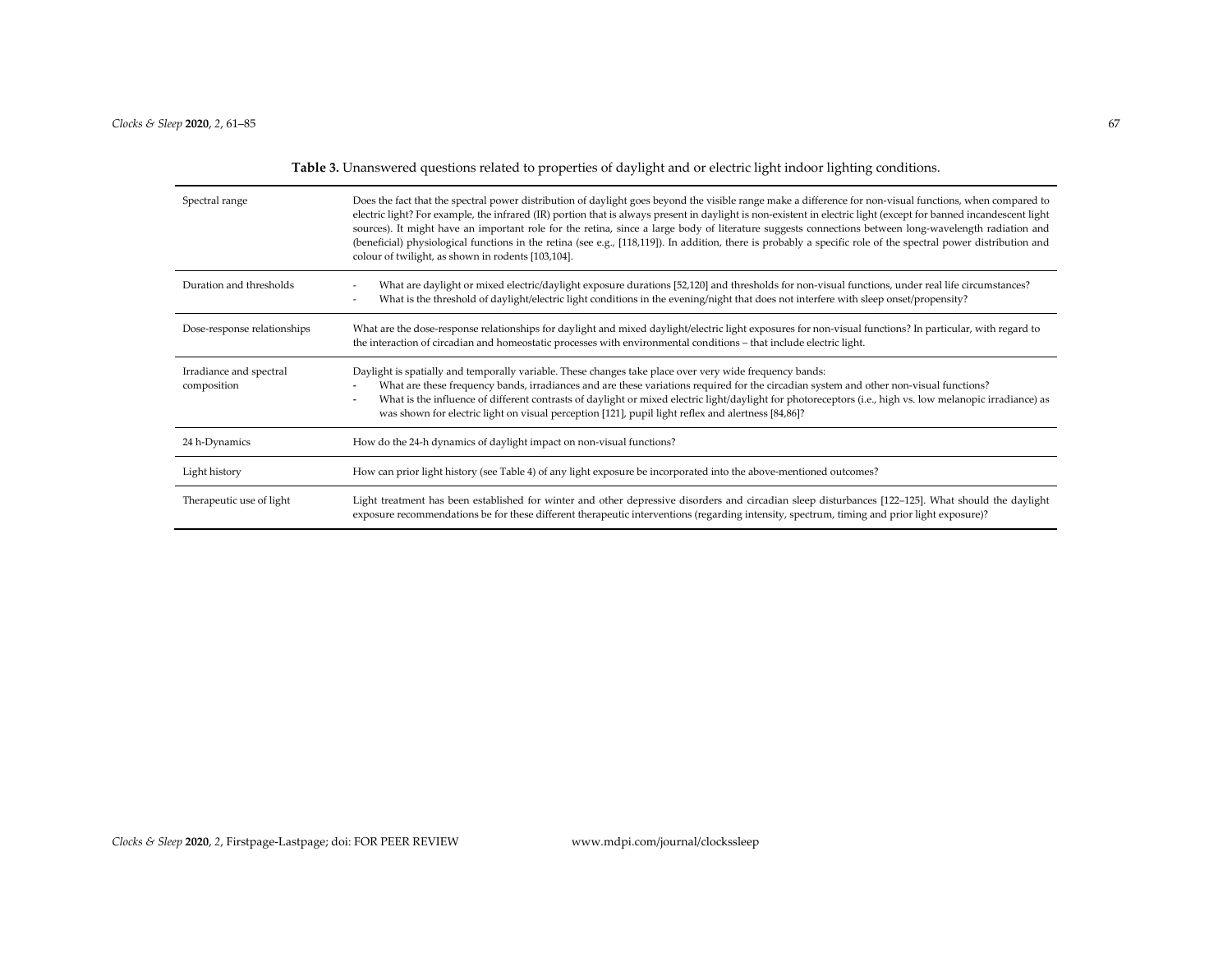**Table 3.** Unanswered questions related to properties of daylight and or electric light indoor lighting conditions.

| | |
|---|---|
| Spectral range | Does the fact that the spectral power distribution of daylight goes beyond the visible range make a difference for non-visual functions, when compared to electric light? For example, the infrared (IR) portion that is always present in daylight is non-existent in electric light (except for banned incandescent light sources). It might have an important role for the retina, since a large body of literature suggests connections between long-wavelength radiation and (beneficial) physiological functions in the retina (see e.g., [118,119]). In addition, there is probably a specific role of the spectral power distribution and colour of twilight, as shown in rodents [103,104]. |
| Duration and thresholds | - What are daylight or mixed electric/daylight exposure durations [52,120] and thresholds for non-visual functions, under real life circumstances?<br>- What is the threshold of daylight/electric light conditions in the evening/night that does not interfere with sleep onset/propensity? |
| Dose-response relationships | What are the dose-response relationships for daylight and mixed daylight/electric light exposures for non-visual functions? In particular, with regard to the interaction of circadian and homeostatic processes with environmental conditions – that include electric light. |
| Irradiance and spectral composition | Daylight is spatially and temporally variable. These changes take place over very wide frequency bands:<br>- What are these frequency bands, irradiances and are these variations required for the circadian system and other non-visual functions?<br>- What is the influence of different contrasts of daylight or mixed electric light/daylight for photoreceptors (i.e., high vs. low melanopic irradiance) as was shown for electric light on visual perception [121], pupil light reflex and alertness [84,86]? |
| 24 h-Dynamics | How do the 24-h dynamics of daylight impact on non-visual functions? |
| Light history | How can prior light history (see Table 4) of any light exposure be incorporated into the above-mentioned outcomes? |
| Therapeutic use of light | Light treatment has been established for winter and other depressive disorders and circadian sleep disturbances [122–125]. What should the daylight exposure recommendations be for these different therapeutic interventions (regarding intensity, spectrum, timing and prior light exposure)? |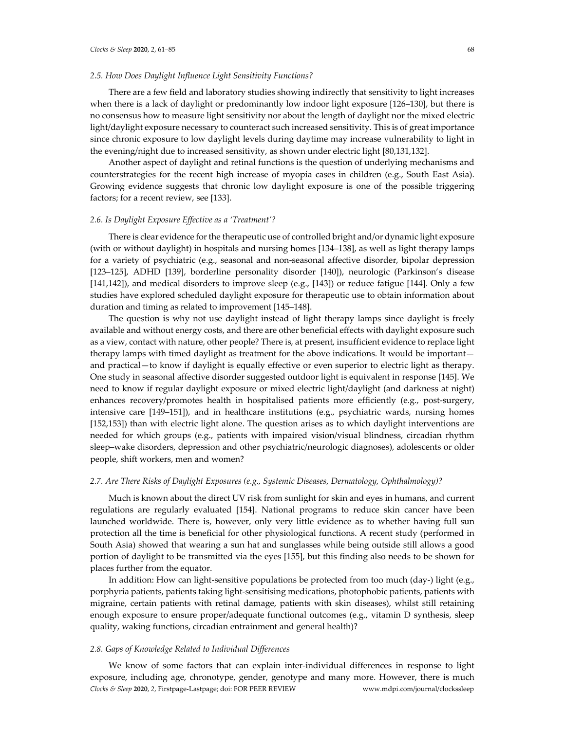### 2.5. How Does Daylight Influence Light Sensitivity Functions?

There are a few field and laboratory studies showing indirectly that sensitivity to light increases when there is a lack of daylight or predominantly low indoor light exposure [126–130], but there is no consensus how to measure light sensitivity nor about the length of daylight nor the mixed electric light/daylight exposure necessary to counteract such increased sensitivity. This is of great importance since chronic exposure to low daylight levels during daytime may increase vulnerability to light in the evening/night due to increased sensitivity, as shown under electric light [80,131,132].

Another aspect of daylight and retinal functions is the question of underlying mechanisms and counterstrategies for the recent high increase of myopia cases in children (e.g., South East Asia). Growing evidence suggests that chronic low daylight exposure is one of the possible triggering factors; for a recent review, see [133].

### 2.6. Is Daylight Exposure Effective as a 'Treatment'?

There is clear evidence for the therapeutic use of controlled bright and/or dynamic light exposure (with or without daylight) in hospitals and nursing homes [134–138], as well as light therapy lamps for a variety of psychiatric (e.g., seasonal and non-seasonal affective disorder, bipolar depression [123–125], ADHD [139], borderline personality disorder [140]), neurologic (Parkinson's disease [141,142]), and medical disorders to improve sleep (e.g., [143]) or reduce fatigue [144]. Only a few studies have explored scheduled daylight exposure for therapeutic use to obtain information about duration and timing as related to improvement [145–148].

The question is why not use daylight instead of light therapy lamps since daylight is freely available and without energy costs, and there are other beneficial effects with daylight exposure such as a view, contact with nature, other people? There is, at present, insufficient evidence to replace light therapy lamps with timed daylight as treatment for the above indications. It would be important—and practical—to know if daylight is equally effective or even superior to electric light as therapy. One study in seasonal affective disorder suggested outdoor light is equivalent in response [145]. We need to know if regular daylight exposure or mixed electric light/daylight (and darkness at night) enhances recovery/promotes health in hospitalised patients more efficiently (e.g., post-surgery, intensive care [149–151]), and in healthcare institutions (e.g., psychiatric wards, nursing homes [152,153]) than with electric light alone. The question arises as to which daylight interventions are needed for which groups (e.g., patients with impaired vision/visual blindness, circadian rhythm sleep–wake disorders, depression and other psychiatric/neurologic diagnoses), adolescents or older people, shift workers, men and women?

### 2.7. Are There Risks of Daylight Exposures (e.g., Systemic Diseases, Dermatology, Ophthalmology)?

Much is known about the direct UV risk from sunlight for skin and eyes in humans, and current regulations are regularly evaluated [154]. National programs to reduce skin cancer have been launched worldwide. There is, however, only very little evidence as to whether having full sun protection all the time is beneficial for other physiological functions. A recent study (performed in South Asia) showed that wearing a sun hat and sunglasses while being outside still allows a good portion of daylight to be transmitted via the eyes [155], but this finding also needs to be shown for places further from the equator.

In addition: How can light-sensitive populations be protected from too much (day-) light (e.g., porphyria patients, patients taking light-sensitising medications, photophobic patients, patients with migraine, certain patients with retinal damage, patients with skin diseases), whilst still retaining enough exposure to ensure proper/adequate functional outcomes (e.g., vitamin D synthesis, sleep quality, waking functions, circadian entrainment and general health)?

### 2.8. Gaps of Knowledge Related to Individual Differences

We know of some factors that can explain inter-individual differences in response to light exposure, including age, chronotype, gender, genotype and many more. However, there is much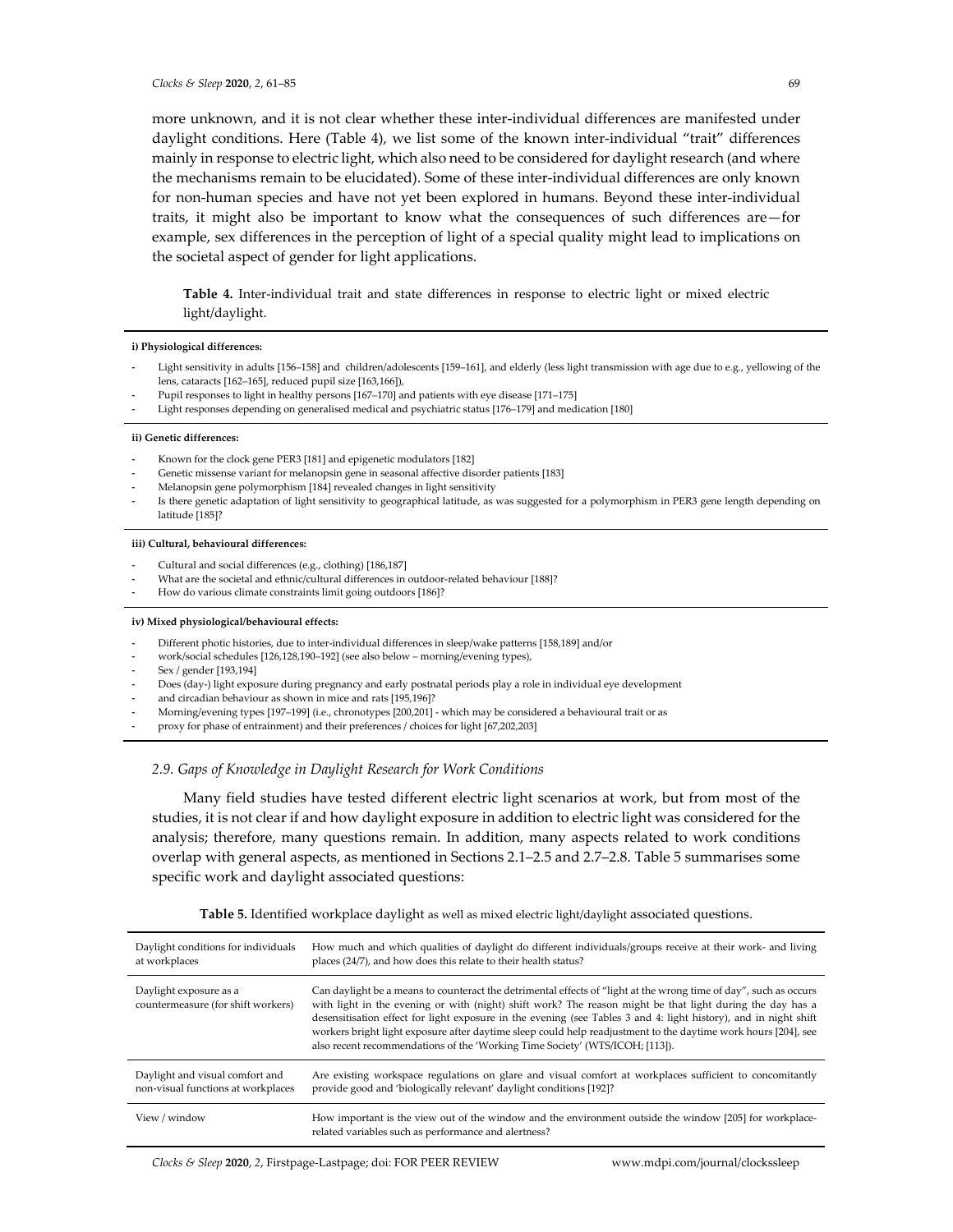more unknown, and it is not clear whether these inter-individual differences are manifested under daylight conditions. Here (Table 4), we list some of the known inter-individual "trait" differences mainly in response to electric light, which also need to be considered for daylight research (and where the mechanisms remain to be elucidated). Some of these inter-individual differences are only known for non-human species and have not yet been explored in humans. Beyond these inter-individual traits, it might also be important to know what the consequences of such differences are—for example, sex differences in the perception of light of a special quality might lead to implications on the societal aspect of gender for light applications.

**Table 4.** Inter-individual trait and state differences in response to electric light or mixed electric light/daylight.

**i) Physiological differences:**

- Light sensitivity in adults [156–158] and children/adolescents [159–161], and elderly (less light transmission with age due to e.g., yellowing of the lens, cataracts [162–165], reduced pupil size [163,166]),
- Pupil responses to light in healthy persons [167–170] and patients with eye disease [171–175]
- Light responses depending on generalised medical and psychiatric status [176–179] and medication [180]

**ii) Genetic differences:**

- Known for the clock gene PER3 [181] and epigenetic modulators [182]
- Genetic missense variant for melanopsin gene in seasonal affective disorder patients [183]
- Melanopsin gene polymorphism [184] revealed changes in light sensitivity
- Is there genetic adaptation of light sensitivity to geographical latitude, as was suggested for a polymorphism in PER3 gene length depending on latitude [185]?

**iii) Cultural, behavioural differences:**

- Cultural and social differences (e.g., clothing) [186,187]
- What are the societal and ethnic/cultural differences in outdoor-related behaviour [188]?
- How do various climate constraints limit going outdoors [186]?

**iv) Mixed physiological/behavioural effects:**

- Different photic histories, due to inter-individual differences in sleep/wake patterns [158,189] and/or
- work/social schedules [126,128,190–192] (see also below – morning/evening types),
- Sex / gender [193,194]
- Does (day-) light exposure during pregnancy and early postnatal periods play a role in individual eye development
- and circadian behaviour as shown in mice and rats [195,196]?
- Morning/evening types [197–199] (i.e., chronotypes [200,201] - which may be considered a behavioural trait or as
- proxy for phase of entrainment) and their preferences / choices for light [67,202,203]

### *2.9. Gaps of Knowledge in Daylight Research for Work Conditions*

Many field studies have tested different electric light scenarios at work, but from most of the studies, it is not clear if and how daylight exposure in addition to electric light was considered for the analysis; therefore, many questions remain. In addition, many aspects related to work conditions overlap with general aspects, as mentioned in Sections 2.1–2.5 and 2.7–2.8. Table 5 summarises some specific work and daylight associated questions:

**Table 5.** Identified workplace daylight as well as mixed electric light/daylight associated questions.

| | |
|---|---|
| Daylight conditions for individuals at workplaces | How much and which qualities of daylight do different individuals/groups receive at their work- and living places (24/7), and how does this relate to their health status? |
| Daylight exposure as a countermeasure (for shift workers) | Can daylight be a means to counteract the detrimental effects of "light at the wrong time of day", such as occurs with light in the evening or with (night) shift work? The reason might be that light during the day has a desensitisation effect for light exposure in the evening (see Tables 3 and 4: light history), and in night shift workers bright light exposure after daytime sleep could help readjustment to the daytime work hours [204], see also recent recommendations of the 'Working Time Society' (WTS/ICOH; [113]). |
| Daylight and visual comfort and non-visual functions at workplaces | Are existing workspace regulations on glare and visual comfort at workplaces sufficient to concomitantly provide good and 'biologically relevant' daylight conditions [192]? |
| View / window | How important is the view out of the window and the environment outside the window [205] for workplace-related variables such as performance and alertness? |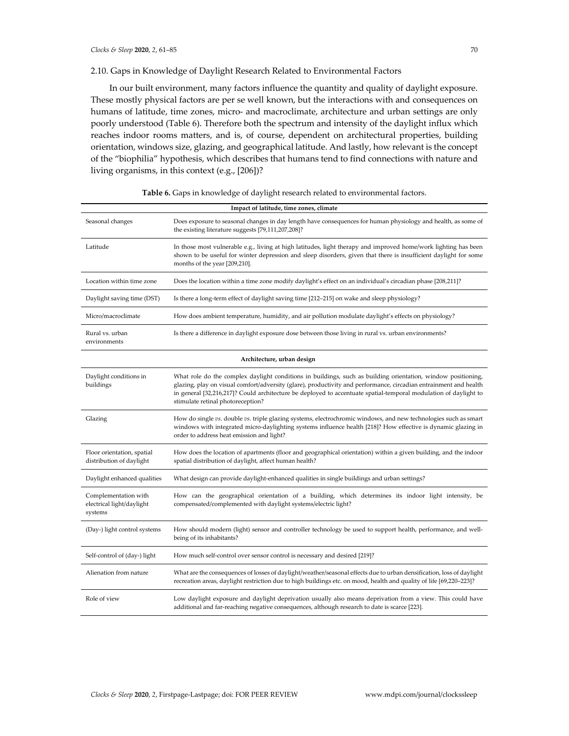### 2.10. Gaps in Knowledge of Daylight Research Related to Environmental Factors

In our built environment, many factors influence the quantity and quality of daylight exposure. These mostly physical factors are per se well known, but the interactions with and consequences on humans of latitude, time zones, micro- and macroclimate, architecture and urban settings are only poorly understood (Table 6). Therefore both the spectrum and intensity of the daylight influx which reaches indoor rooms matters, and is, of course, dependent on architectural properties, building orientation, windows size, glazing, and geographical latitude. And lastly, how relevant is the concept of the "biophilia" hypothesis, which describes that humans tend to find connections with nature and living organisms, in this context (e.g., [206])?

**Table 6.** Gaps in knowledge of daylight research related to environmental factors.

| **Impact of latitude, time zones, climate** | |
|---|---|
| Seasonal changes | Does exposure to seasonal changes in day length have consequences for human physiology and health, as some of the existing literature suggests [79,111,207,208]? |
| Latitude | In those most vulnerable e.g., living at high latitudes, light therapy and improved home/work lighting has been shown to be useful for winter depression and sleep disorders, given that there is insufficient daylight for some months of the year [209,210]. |
| Location within time zone | Does the location within a time zone modify daylight's effect on an individual's circadian phase [208,211]? |
| Daylight saving time (DST) | Is there a long-term effect of daylight saving time [212–215] on wake and sleep physiology? |
| Micro/macroclimate | How does ambient temperature, humidity, and air pollution modulate daylight's effects on physiology? |
| Rural vs. urban environments | Is there a difference in daylight exposure dose between those living in rural vs. urban environments? |
| **Architecture, urban design** | |
| Daylight conditions in buildings | What role do the complex daylight conditions in buildings, such as building orientation, window positioning, glazing, play on visual comfort/adversity (glare), productivity and performance, circadian entrainment and health in general [32,216,217]? Could architecture be deployed to accentuate spatial-temporal modulation of daylight to stimulate retinal photoreception? |
| Glazing | How do single *vs.* double *vs.* triple glazing systems, electrochromic windows, and new technologies such as smart windows with integrated micro-daylighting systems influence health [218]? How effective is dynamic glazing in order to address heat emission and light? |
| Floor orientation, spatial distribution of daylight | How does the location of apartments (floor and geographical orientation) within a given building, and the indoor spatial distribution of daylight, affect human health? |
| Daylight enhanced qualities | What design can provide daylight-enhanced qualities in single buildings and urban settings? |
| Complementation with electrical light/daylight systems | How can the geographical orientation of a building, which determines its indoor light intensity, be compensated/complemented with daylight systems/electric light? |
| (Day-) light control systems | How should modern (light) sensor and controller technology be used to support health, performance, and well-being of its inhabitants? |
| Self-control of (day-) light | How much self-control over sensor control is necessary and desired [219]? |
| Alienation from nature | What are the consequences of losses of daylight/weather/seasonal effects due to urban densification, loss of daylight recreation areas, daylight restriction due to high buildings etc. on mood, health and quality of life [69,220–223]? |
| Role of view | Low daylight exposure and daylight deprivation usually also means deprivation from a view. This could have additional and far-reaching negative consequences, although research to date is scarce [223]. |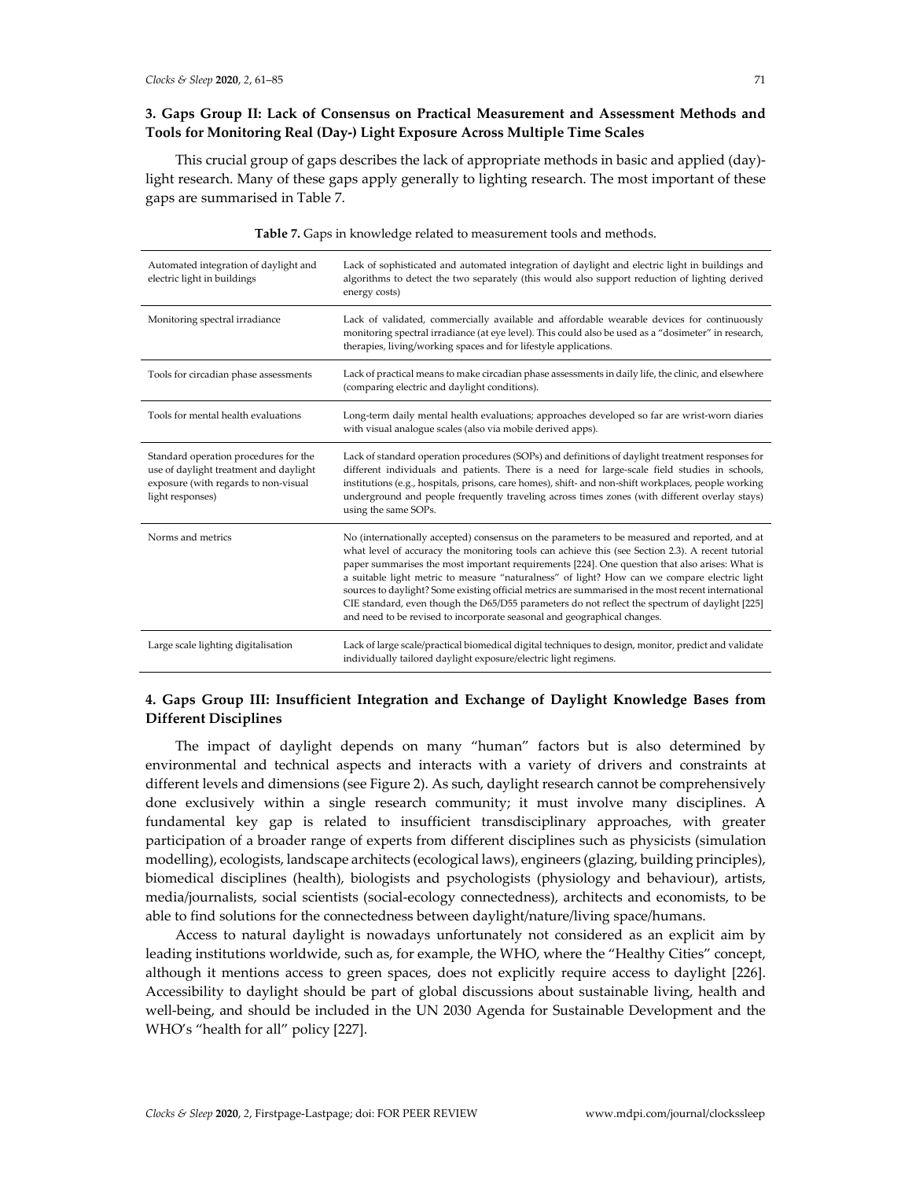## 3. Gaps Group II: Lack of Consensus on Practical Measurement and Assessment Methods and Tools for Monitoring Real (Day-) Light Exposure Across Multiple Time Scales

This crucial group of gaps describes the lack of appropriate methods in basic and applied (day)-light research. Many of these gaps apply generally to lighting research. The most important of these gaps are summarised in Table 7.

**Table 7.** Gaps in knowledge related to measurement tools and methods.

| | |
|---|---|
| Automated integration of daylight and electric light in buildings | Lack of sophisticated and automated integration of daylight and electric light in buildings and algorithms to detect the two separately (this would also support reduction of lighting derived energy costs) |
| Monitoring spectral irradiance | Lack of validated, commercially available and affordable wearable devices for continuously monitoring spectral irradiance (at eye level). This could also be used as a "dosimeter" in research, therapies, living/working spaces and for lifestyle applications. |
| Tools for circadian phase assessments | Lack of practical means to make circadian phase assessments in daily life, the clinic, and elsewhere (comparing electric and daylight conditions). |
| Tools for mental health evaluations | Long-term daily mental health evaluations; approaches developed so far are wrist-worn diaries with visual analogue scales (also via mobile derived apps). |
| Standard operation procedures for the use of daylight treatment and daylight exposure (with regards to non-visual light responses) | Lack of standard operation procedures (SOPs) and definitions of daylight treatment responses for different individuals and patients. There is a need for large-scale field studies in schools, institutions (e.g., hospitals, prisons, care homes), shift- and non-shift workplaces, people working underground and people frequently traveling across times zones (with different overlay stays) using the same SOPs. |
| Norms and metrics | No (internationally accepted) consensus on the parameters to be measured and reported, and at what level of accuracy the monitoring tools can achieve this (see Section 2.3). A recent tutorial paper summarises the most important requirements [224]. One question that also arises: What is a suitable light metric to measure "naturalness" of light? How can we compare electric light sources to daylight? Some existing official metrics are summarised in the most recent international CIE standard, even though the D65/D55 parameters do not reflect the spectrum of daylight [225] and need to be revised to incorporate seasonal and geographical changes. |
| Large scale lighting digitalisation | Lack of large scale/practical biomedical digital techniques to design, monitor, predict and validate individually tailored daylight exposure/electric light regimens. |

## 4. Gaps Group III: Insufficient Integration and Exchange of Daylight Knowledge Bases from Different Disciplines

The impact of daylight depends on many "human" factors but is also determined by environmental and technical aspects and interacts with a variety of drivers and constraints at different levels and dimensions (see Figure 2). As such, daylight research cannot be comprehensively done exclusively within a single research community; it must involve many disciplines. A fundamental key gap is related to insufficient transdisciplinary approaches, with greater participation of a broader range of experts from different disciplines such as physicists (simulation modelling), ecologists, landscape architects (ecological laws), engineers (glazing, building principles), biomedical disciplines (health), biologists and psychologists (physiology and behaviour), artists, media/journalists, social scientists (social-ecology connectedness), architects and economists, to be able to find solutions for the connectedness between daylight/nature/living space/humans.

Access to natural daylight is nowadays unfortunately not considered as an explicit aim by leading institutions worldwide, such as, for example, the WHO, where the "Healthy Cities" concept, although it mentions access to green spaces, does not explicitly require access to daylight [226]. Accessibility to daylight should be part of global discussions about sustainable living, health and well-being, and should be included in the UN 2030 Agenda for Sustainable Development and the WHO's "health for all" policy [227].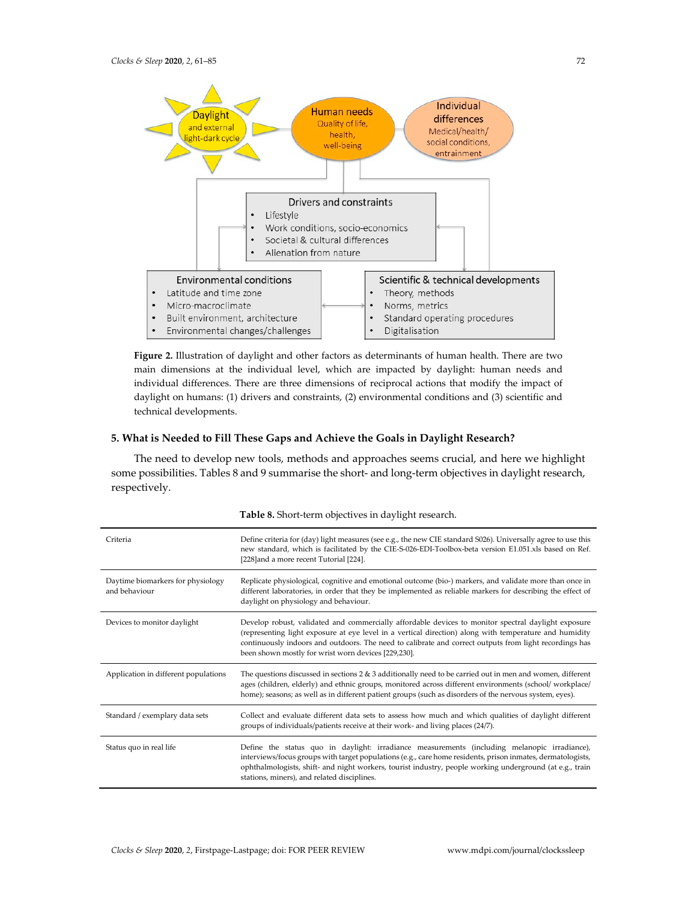**Figure 2.** Illustration of daylight and other factors as determinants of human health. There are two main dimensions at the individual level, which are impacted by daylight: human needs and individual differences. There are three dimensions of reciprocal actions that modify the impact of daylight on humans: (1) drivers and constraints, (2) environmental conditions and (3) scientific and technical developments.

## 5. What is Needed to Fill These Gaps and Achieve the Goals in Daylight Research?

The need to develop new tools, methods and approaches seems crucial, and here we highlight some possibilities. Tables 8 and 9 summarise the short- and long-term objectives in daylight research, respectively.

**Table 8.** Short-term objectives in daylight research.

| | |
|---|---|
| Criteria | Define criteria for (day) light measures (see e.g., the new CIE standard S026). Universally agree to use this new standard, which is facilitated by the CIE-S-026-EDI-Toolbox-beta version E1.051.xls based on Ref. [228]and a more recent Tutorial [224]. |
| Daytime biomarkers for physiology and behaviour | Replicate physiological, cognitive and emotional outcome (bio-) markers, and validate more than once in different laboratories, in order that they be implemented as reliable markers for describing the effect of daylight on physiology and behaviour. |
| Devices to monitor daylight | Develop robust, validated and commercially affordable devices to monitor spectral daylight exposure (representing light exposure at eye level in a vertical direction) along with temperature and humidity continuously indoors and outdoors. The need to calibrate and correct outputs from light recordings has been shown mostly for wrist worn devices [229,230]. |
| Application in different populations | The questions discussed in sections 2 & 3 additionally need to be carried out in men and women, different ages (children, elderly) and ethnic groups, monitored across different environments (school/ workplace/ home); seasons; as well as in different patient groups (such as disorders of the nervous system, eyes). |
| Standard / exemplary data sets | Collect and evaluate different data sets to assess how much and which qualities of daylight different groups of individuals/patients receive at their work- and living places (24/7). |
| Status quo in real life | Define the status quo in daylight: irradiance measurements (including melanopic irradiance), interviews/focus groups with target populations (e.g., care home residents, prison inmates, dermatologists, ophthalmologists, shift- and night workers, tourist industry, people working underground (at e.g., train stations, miners), and related disciplines. |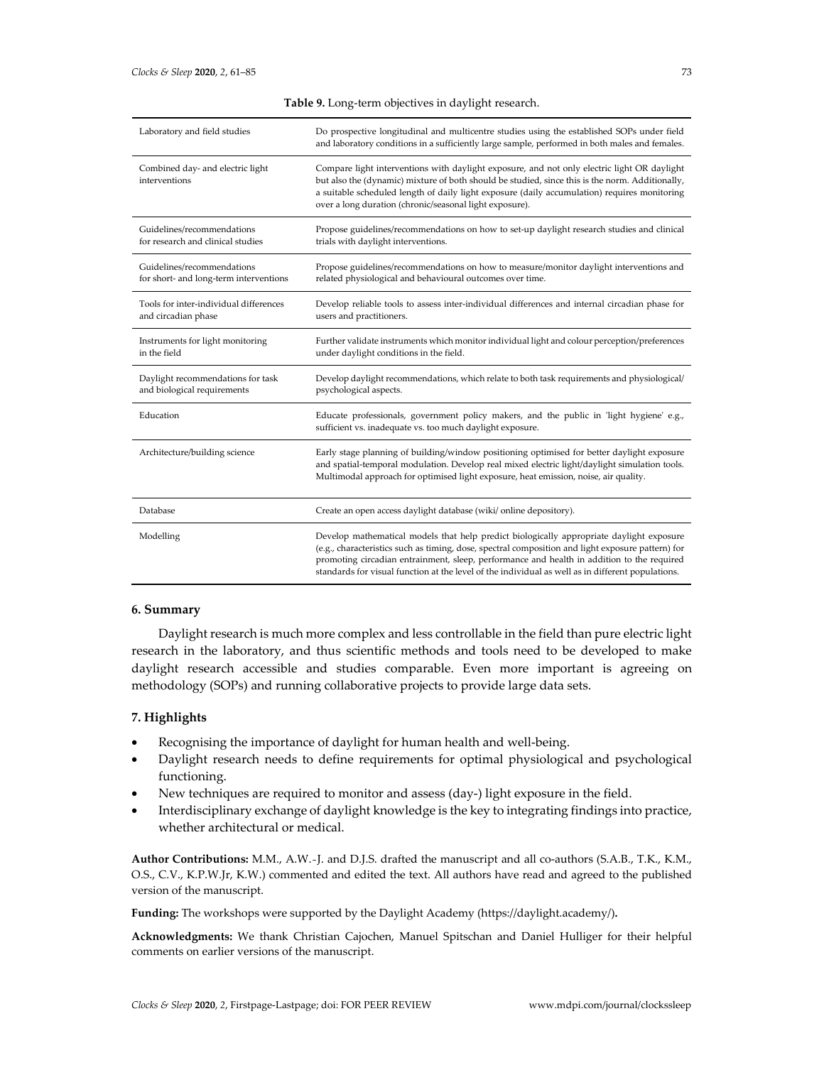**Table 9.** Long-term objectives in daylight research.

| | |
|---|---|
| Laboratory and field studies | Do prospective longitudinal and multicentre studies using the established SOPs under field and laboratory conditions in a sufficiently large sample, performed in both males and females. |
| Combined day- and electric light interventions | Compare light interventions with daylight exposure, and not only electric light OR daylight but also the (dynamic) mixture of both should be studied, since this is the norm. Additionally, a suitable scheduled length of daily light exposure (daily accumulation) requires monitoring over a long duration (chronic/seasonal light exposure). |
| Guidelines/recommendations for research and clinical studies | Propose guidelines/recommendations on how to set-up daylight research studies and clinical trials with daylight interventions. |
| Guidelines/recommendations for short- and long-term interventions | Propose guidelines/recommendations on how to measure/monitor daylight interventions and related physiological and behavioural outcomes over time. |
| Tools for inter-individual differences and circadian phase | Develop reliable tools to assess inter-individual differences and internal circadian phase for users and practitioners. |
| Instruments for light monitoring in the field | Further validate instruments which monitor individual light and colour perception/preferences under daylight conditions in the field. |
| Daylight recommendations for task and biological requirements | Develop daylight recommendations, which relate to both task requirements and physiological/ psychological aspects. |
| Education | Educate professionals, government policy makers, and the public in 'light hygiene' e.g., sufficient vs. inadequate vs. too much daylight exposure. |
| Architecture/building science | Early stage planning of building/window positioning optimised for better daylight exposure and spatial-temporal modulation. Develop real mixed electric light/daylight simulation tools. Multimodal approach for optimised light exposure, heat emission, noise, air quality. |
| Database | Create an open access daylight database (wiki/ online depository). |
| Modelling | Develop mathematical models that help predict biologically appropriate daylight exposure (e.g., characteristics such as timing, dose, spectral composition and light exposure pattern) for promoting circadian entrainment, sleep, performance and health in addition to the required standards for visual function at the level of the individual as well as in different populations. |

## 6. Summary

Daylight research is much more complex and less controllable in the field than pure electric light research in the laboratory, and thus scientific methods and tools need to be developed to make daylight research accessible and studies comparable. Even more important is agreeing on methodology (SOPs) and running collaborative projects to provide large data sets.

## 7. Highlights

- Recognising the importance of daylight for human health and well-being.
- Daylight research needs to define requirements for optimal physiological and psychological functioning.
- New techniques are required to monitor and assess (day-) light exposure in the field.
- Interdisciplinary exchange of daylight knowledge is the key to integrating findings into practice, whether architectural or medical.

**Author Contributions:** M.M., A.W.-J. and D.J.S. drafted the manuscript and all co-authors (S.A.B., T.K., K.M., O.S., C.V., K.P.W.Jr, K.W.) commented and edited the text. All authors have read and agreed to the published version of the manuscript.

**Funding:** The workshops were supported by the Daylight Academy (https://daylight.academy/).

**Acknowledgments:** We thank Christian Cajochen, Manuel Spitschan and Daniel Hulliger for their helpful comments on earlier versions of the manuscript.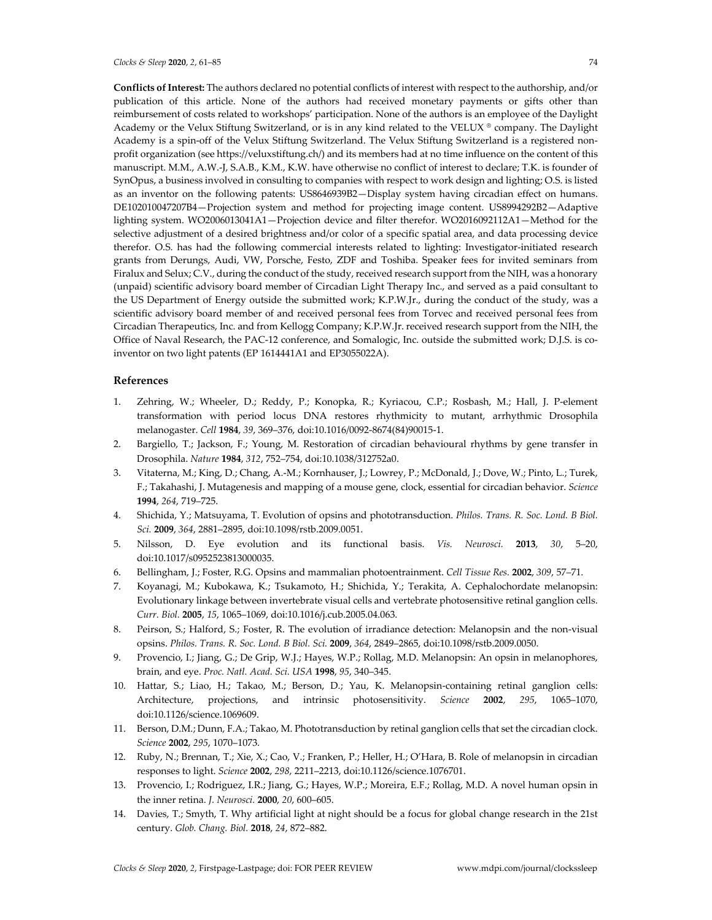**Conflicts of Interest:** The authors declared no potential conflicts of interest with respect to the authorship, and/or publication of this article. None of the authors had received monetary payments or gifts other than reimbursement of costs related to workshops' participation. None of the authors is an employee of the Daylight Academy or the Velux Stiftung Switzerland, or is in any kind related to the VELUX ® company. The Daylight Academy is a spin-off of the Velux Stiftung Switzerland. The Velux Stiftung Switzerland is a registered non-profit organization (see https://veluxstiftung.ch/) and its members had at no time influence on the content of this manuscript. M.M., A.W.-J, S.A.B., K.M., K.W. have otherwise no conflict of interest to declare; T.K. is founder of SynOpus, a business involved in consulting to companies with respect to work design and lighting; O.S. is listed as an inventor on the following patents: US8646939B2—Display system having circadian effect on humans. DE102010047207B4—Projection system and method for projecting image content. US8994292B2—Adaptive lighting system. WO2006013041A1—Projection device and filter therefor. WO2016092112A1—Method for the selective adjustment of a desired brightness and/or color of a specific spatial area, and data processing device therefor. O.S. has had the following commercial interests related to lighting: Investigator-initiated research grants from Derungs, Audi, VW, Porsche, Festo, ZDF and Toshiba. Speaker fees for invited seminars from Firalux and Selux; C.V., during the conduct of the study, received research support from the NIH, was a honorary (unpaid) scientific advisory board member of Circadian Light Therapy Inc., and served as a paid consultant to the US Department of Energy outside the submitted work; K.P.W.Jr., during the conduct of the study, was a scientific advisory board member of and received personal fees from Torvec and received personal fees from Circadian Therapeutics, Inc. and from Kellogg Company; K.P.W.Jr. received research support from the NIH, the Office of Naval Research, the PAC-12 conference, and Somalogic, Inc. outside the submitted work; D.J.S. is co-inventor on two light patents (EP 1614441A1 and EP3055022A).

## References

1. Zehring, W.; Wheeler, D.; Reddy, P.; Konopka, R.; Kyriacou, C.P.; Rosbash, M.; Hall, J. P-element transformation with period locus DNA restores rhythmicity to mutant, arrhythmic Drosophila melanogaster. *Cell* **1984**, *39*, 369–376, doi:10.1016/0092-8674(84)90015-1.
2. Bargiello, T.; Jackson, F.; Young, M. Restoration of circadian behavioural rhythms by gene transfer in Drosophila. *Nature* **1984**, *312*, 752–754, doi:10.1038/312752a0.
3. Vitaterna, M.; King, D.; Chang, A.-M.; Kornhauser, J.; Lowrey, P.; McDonald, J.; Dove, W.; Pinto, L.; Turek, F.; Takahashi, J. Mutagenesis and mapping of a mouse gene, clock, essential for circadian behavior. *Science* **1994**, *264*, 719–725.
4. Shichida, Y.; Matsuyama, T. Evolution of opsins and phototransduction. *Philos. Trans. R. Soc. Lond. B Biol. Sci.* **2009**, *364*, 2881–2895, doi:10.1098/rstb.2009.0051.
5. Nilsson, D. Eye evolution and its functional basis. *Vis. Neurosci.* **2013**, *30*, 5–20, doi:10.1017/s0952523813000035.
6. Bellingham, J.; Foster, R.G. Opsins and mammalian photoentrainment. *Cell Tissue Res.* **2002**, *309*, 57–71.
7. Koyanagi, M.; Kubokawa, K.; Tsukamoto, H.; Shichida, Y.; Terakita, A. Cephalochordate melanopsin: Evolutionary linkage between invertebrate visual cells and vertebrate photosensitive retinal ganglion cells. *Curr. Biol.* **2005**, *15*, 1065–1069, doi:10.1016/j.cub.2005.04.063.
8. Peirson, S.; Halford, S.; Foster, R. The evolution of irradiance detection: Melanopsin and the non-visual opsins. *Philos. Trans. R. Soc. Lond. B Biol. Sci.* **2009**, *364*, 2849–2865, doi:10.1098/rstb.2009.0050.
9. Provencio, I.; Jiang, G.; De Grip, W.J.; Hayes, W.P.; Rollag, M.D. Melanopsin: An opsin in melanophores, brain, and eye. *Proc. Natl. Acad. Sci. USA* **1998**, *95*, 340–345.
10. Hattar, S.; Liao, H.; Takao, M.; Berson, D.; Yau, K. Melanopsin-containing retinal ganglion cells: Architecture, projections, and intrinsic photosensitivity. *Science* **2002**, *295*, 1065–1070, doi:10.1126/science.1069609.
11. Berson, D.M.; Dunn, F.A.; Takao, M. Phototransduction by retinal ganglion cells that set the circadian clock. *Science* **2002**, *295*, 1070–1073.
12. Ruby, N.; Brennan, T.; Xie, X.; Cao, V.; Franken, P.; Heller, H.; O'Hara, B. Role of melanopsin in circadian responses to light. *Science* **2002**, *298*, 2211–2213, doi:10.1126/science.1076701.
13. Provencio, I.; Rodriguez, I.R.; Jiang, G.; Hayes, W.P.; Moreira, E.F.; Rollag, M.D. A novel human opsin in the inner retina. *J. Neurosci.* **2000**, *20*, 600–605.
14. Davies, T.; Smyth, T. Why artificial light at night should be a focus for global change research in the 21st century. *Glob. Chang. Biol.* **2018**, *24*, 872–882.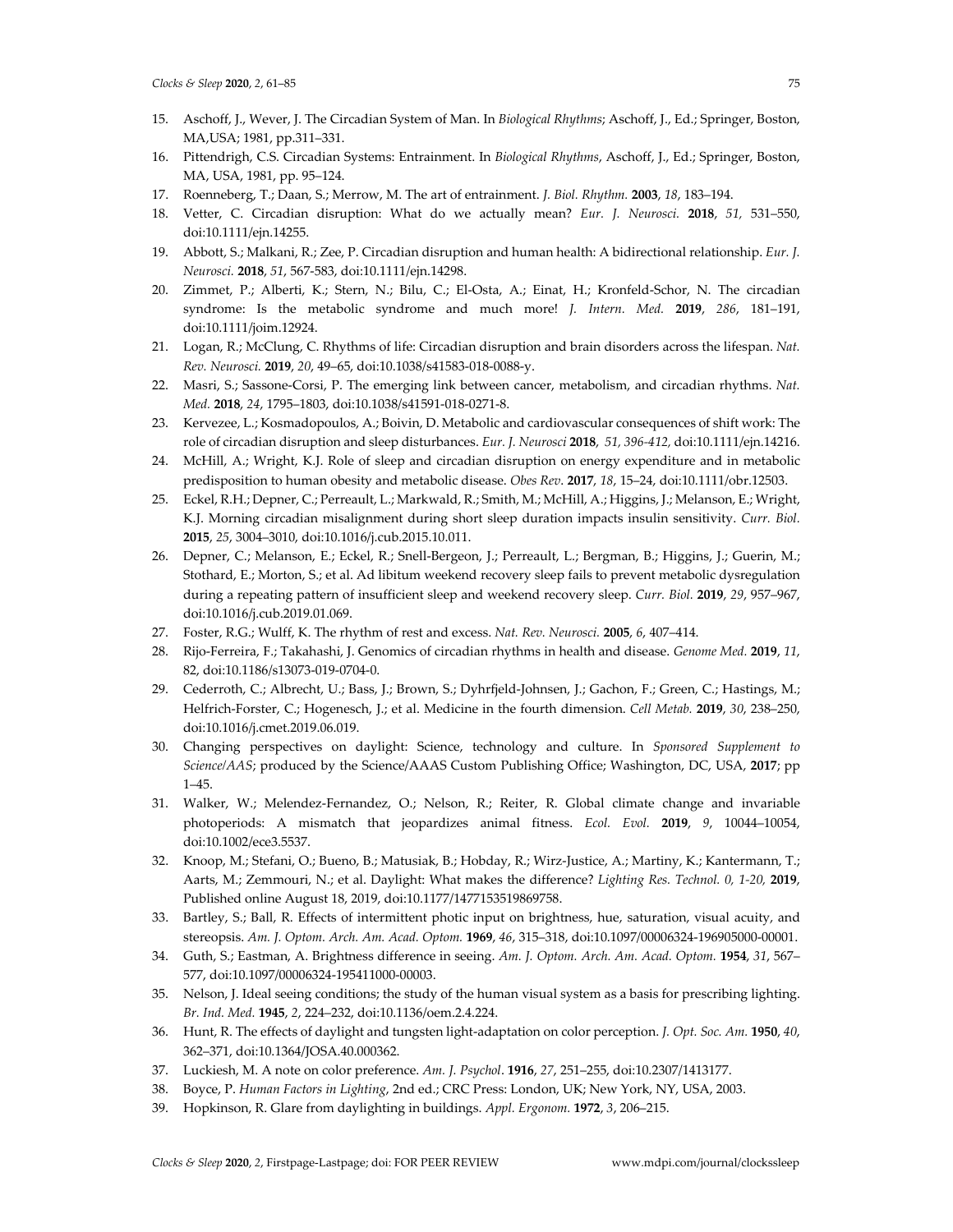15. Aschoff, J., Wever, J. The Circadian System of Man. In *Biological Rhythms*; Aschoff, J., Ed.; Springer, Boston, MA,USA; 1981, pp.311–331.
16. Pittendrigh, C.S. Circadian Systems: Entrainment. In *Biological Rhythms*, Aschoff, J., Ed.; Springer, Boston, MA, USA, 1981, pp. 95–124.
17. Roenneberg, T.; Daan, S.; Merrow, M. The art of entrainment. *J. Biol. Rhythm.* **2003**, *18*, 183–194.
18. Vetter, C. Circadian disruption: What do we actually mean? *Eur. J. Neurosci.* **2018**, *51,* 531–550, doi:10.1111/ejn.14255.
19. Abbott, S.; Malkani, R.; Zee, P. Circadian disruption and human health: A bidirectional relationship. *Eur. J. Neurosci.* **2018**, *51*, 567-583, doi:10.1111/ejn.14298.
20. Zimmet, P.; Alberti, K.; Stern, N.; Bilu, C.; El-Osta, A.; Einat, H.; Kronfeld-Schor, N. The circadian syndrome: Is the metabolic syndrome and much more! *J. Intern. Med.* **2019**, *286*, 181–191, doi:10.1111/joim.12924.
21. Logan, R.; McClung, C. Rhythms of life: Circadian disruption and brain disorders across the lifespan. *Nat. Rev. Neurosci.* **2019**, *20*, 49–65, doi:10.1038/s41583-018-0088-y.
22. Masri, S.; Sassone-Corsi, P. The emerging link between cancer, metabolism, and circadian rhythms. *Nat. Med.* **2018**, *24*, 1795–1803, doi:10.1038/s41591-018-0271-8.
23. Kervezee, L.; Kosmadopoulos, A.; Boivin, D. Metabolic and cardiovascular consequences of shift work: The role of circadian disruption and sleep disturbances. *Eur. J. Neurosci* **2018**, *51, 396-412,* doi:10.1111/ejn.14216.
24. McHill, A.; Wright, K.J. Role of sleep and circadian disruption on energy expenditure and in metabolic predisposition to human obesity and metabolic disease. *Obes Rev*. **2017**, *18*, 15–24, doi:10.1111/obr.12503.
25. Eckel, R.H.; Depner, C.; Perreault, L.; Markwald, R.; Smith, M.; McHill, A.; Higgins, J.; Melanson, E.; Wright, K.J. Morning circadian misalignment during short sleep duration impacts insulin sensitivity. *Curr. Biol.* **2015**, *25*, 3004–3010, doi:10.1016/j.cub.2015.10.011.
26. Depner, C.; Melanson, E.; Eckel, R.; Snell-Bergeon, J.; Perreault, L.; Bergman, B.; Higgins, J.; Guerin, M.; Stothard, E.; Morton, S.; et al. Ad libitum weekend recovery sleep fails to prevent metabolic dysregulation during a repeating pattern of insufficient sleep and weekend recovery sleep. *Curr. Biol.* **2019**, *29*, 957–967, doi:10.1016/j.cub.2019.01.069.
27. Foster, R.G.; Wulff, K. The rhythm of rest and excess. *Nat. Rev. Neurosci.* **2005**, *6*, 407–414.
28. Rijo-Ferreira, F.; Takahashi, J. Genomics of circadian rhythms in health and disease. *Genome Med.* **2019**, *11*, 82, doi:10.1186/s13073-019-0704-0.
29. Cederroth, C.; Albrecht, U.; Bass, J.; Brown, S.; Dyhrfjeld-Johnsen, J.; Gachon, F.; Green, C.; Hastings, M.; Helfrich-Forster, C.; Hogenesch, J.; et al. Medicine in the fourth dimension. *Cell Metab.* **2019**, *30*, 238–250, doi:10.1016/j.cmet.2019.06.019.
30. Changing perspectives on daylight: Science, technology and culture. In *Sponsored Supplement to Science/AAS*; produced by the Science/AAAS Custom Publishing Office; Washington, DC, USA, **2017**; pp 1–45.
31. Walker, W.; Melendez-Fernandez, O.; Nelson, R.; Reiter, R. Global climate change and invariable photoperiods: A mismatch that jeopardizes animal fitness. *Ecol. Evol.* **2019**, *9*, 10044–10054, doi:10.1002/ece3.5537.
32. Knoop, M.; Stefani, O.; Bueno, B.; Matusiak, B.; Hobday, R.; Wirz-Justice, A.; Martiny, K.; Kantermann, T.; Aarts, M.; Zemmouri, N.; et al. Daylight: What makes the difference? *Lighting Res. Technol. 0, 1-20,* **2019**, Published online August 18, 2019, doi:10.1177/1477153519869758.
33. Bartley, S.; Ball, R. Effects of intermittent photic input on brightness, hue, saturation, visual acuity, and stereopsis. *Am. J. Optom. Arch. Am. Acad. Optom.* **1969**, *46*, 315–318, doi:10.1097/00006324-196905000-00001.
34. Guth, S.; Eastman, A. Brightness difference in seeing. *Am. J. Optom. Arch. Am. Acad. Optom.* **1954**, *31*, 567–577, doi:10.1097/00006324-195411000-00003.
35. Nelson, J. Ideal seeing conditions; the study of the human visual system as a basis for prescribing lighting. *Br. Ind. Med.* **1945**, *2*, 224–232, doi:10.1136/oem.2.4.224.
36. Hunt, R. The effects of daylight and tungsten light-adaptation on color perception. *J. Opt. Soc. Am.* **1950**, *40*, 362–371, doi:10.1364/JOSA.40.000362.
37. Luckiesh, M. A note on color preference. *Am. J. Psychol*. **1916**, *27*, 251–255, doi:10.2307/1413177.
38. Boyce, P. *Human Factors in Lighting*, 2nd ed.; CRC Press: London, UK; New York, NY, USA, 2003.
39. Hopkinson, R. Glare from daylighting in buildings. *Appl. Ergonom.* **1972**, *3*, 206–215.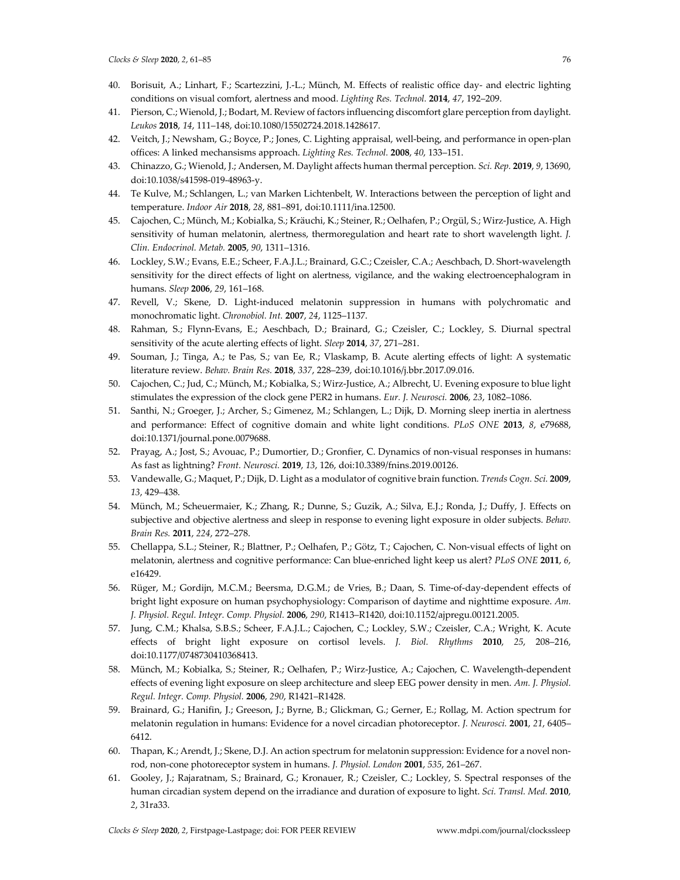40. Borisuit, A.; Linhart, F.; Scartezzini, J.-L.; Münch, M. Effects of realistic office day- and electric lighting conditions on visual comfort, alertness and mood. *Lighting Res. Technol.* **2014**, *47*, 192–209.
41. Pierson, C.; Wienold, J.; Bodart, M. Review of factors influencing discomfort glare perception from daylight. *Leukos* **2018**, *14*, 111–148, doi:10.1080/15502724.2018.1428617.
42. Veitch, J.; Newsham, G.; Boyce, P.; Jones, C. Lighting appraisal, well-being, and performance in open-plan offices: A linked mechanisms approach. *Lighting Res. Technol.* **2008**, *40*, 133–151.
43. Chinazzo, G.; Wienold, J.; Andersen, M. Daylight affects human thermal perception. *Sci. Rep.* **2019**, *9*, 13690, doi:10.1038/s41598-019-48963-y.
44. Te Kulve, M.; Schlangen, L.; van Marken Lichtenbelt, W. Interactions between the perception of light and temperature. *Indoor Air* **2018**, *28*, 881–891, doi:10.1111/ina.12500.
45. Cajochen, C.; Münch, M.; Kobialka, S.; Kräuchi, K.; Steiner, R.; Oelhafen, P.; Orgül, S.; Wirz-Justice, A. High sensitivity of human melatonin, alertness, thermoregulation and heart rate to short wavelength light. *J. Clin. Endocrinol. Metab.* **2005**, *90*, 1311–1316.
46. Lockley, S.W.; Evans, E.E.; Scheer, F.A.J.L.; Brainard, G.C.; Czeisler, C.A.; Aeschbach, D. Short-wavelength sensitivity for the direct effects of light on alertness, vigilance, and the waking electroencephalogram in humans. *Sleep* **2006**, *29*, 161–168.
47. Revell, V.; Skene, D. Light-induced melatonin suppression in humans with polychromatic and monochromatic light. *Chronobiol. Int.* **2007**, *24*, 1125–1137.
48. Rahman, S.; Flynn-Evans, E.; Aeschbach, D.; Brainard, G.; Czeisler, C.; Lockley, S. Diurnal spectral sensitivity of the acute alerting effects of light. *Sleep* **2014**, *37*, 271–281.
49. Souman, J.; Tinga, A.; te Pas, S.; van Ee, R.; Vlaskamp, B. Acute alerting effects of light: A systematic literature review. *Behav. Brain Res.* **2018**, *337*, 228–239, doi:10.1016/j.bbr.2017.09.016.
50. Cajochen, C.; Jud, C.; Münch, M.; Kobialka, S.; Wirz-Justice, A.; Albrecht, U. Evening exposure to blue light stimulates the expression of the clock gene PER2 in humans. *Eur. J. Neurosci.* **2006**, *23*, 1082–1086.
51. Santhi, N.; Groeger, J.; Archer, S.; Gimenez, M.; Schlangen, L.; Dijk, D. Morning sleep inertia in alertness and performance: Effect of cognitive domain and white light conditions. *PLoS ONE* **2013**, *8*, e79688, doi:10.1371/journal.pone.0079688.
52. Prayag, A.; Jost, S.; Avouac, P.; Dumortier, D.; Gronfier, C. Dynamics of non-visual responses in humans: As fast as lightning? *Front. Neurosci.* **2019**, *13*, 126, doi:10.3389/fnins.2019.00126.
53. Vandewalle, G.; Maquet, P.; Dijk, D. Light as a modulator of cognitive brain function. *Trends Cogn. Sci.* **2009**, *13*, 429–438.
54. Münch, M.; Scheuermaier, K.; Zhang, R.; Dunne, S.; Guzik, A.; Silva, E.J.; Ronda, J.; Duffy, J. Effects on subjective and objective alertness and sleep in response to evening light exposure in older subjects. *Behav. Brain Res.* **2011**, *224*, 272–278.
55. Chellappa, S.L.; Steiner, R.; Blattner, P.; Oelhafen, P.; Götz, T.; Cajochen, C. Non-visual effects of light on melatonin, alertness and cognitive performance: Can blue-enriched light keep us alert? *PLoS ONE* **2011**, *6*, e16429.
56. Rüger, M.; Gordijn, M.C.M.; Beersma, D.G.M.; de Vries, B.; Daan, S. Time-of-day-dependent effects of bright light exposure on human psychophysiology: Comparison of daytime and nighttime exposure. *Am. J. Physiol. Regul. Integr. Comp. Physiol.* **2006**, *290*, R1413–R1420, doi:10.1152/ajpregu.00121.2005.
57. Jung, C.M.; Khalsa, S.B.S.; Scheer, F.A.J.L.; Cajochen, C.; Lockley, S.W.; Czeisler, C.A.; Wright, K. Acute effects of bright light exposure on cortisol levels. *J. Biol. Rhythms* **2010**, *25*, 208–216, doi:10.1177/0748730410368413.
58. Münch, M.; Kobialka, S.; Steiner, R.; Oelhafen, P.; Wirz-Justice, A.; Cajochen, C. Wavelength-dependent effects of evening light exposure on sleep architecture and sleep EEG power density in men. *Am. J. Physiol. Regul. Integr. Comp. Physiol.* **2006**, *290*, R1421–R1428.
59. Brainard, G.; Hanifin, J.; Greeson, J.; Byrne, B.; Glickman, G.; Gerner, E.; Rollag, M. Action spectrum for melatonin regulation in humans: Evidence for a novel circadian photoreceptor. *J. Neurosci.* **2001**, *21*, 6405–6412.
60. Thapan, K.; Arendt, J.; Skene, D.J. An action spectrum for melatonin suppression: Evidence for a novel non-rod, non-cone photoreceptor system in humans. *J. Physiol. London* **2001**, *535*, 261–267.
61. Gooley, J.; Rajaratnam, S.; Brainard, G.; Kronauer, R.; Czeisler, C.; Lockley, S. Spectral responses of the human circadian system depend on the irradiance and duration of exposure to light. *Sci. Transl. Med.* **2010**, *2*, 31ra33.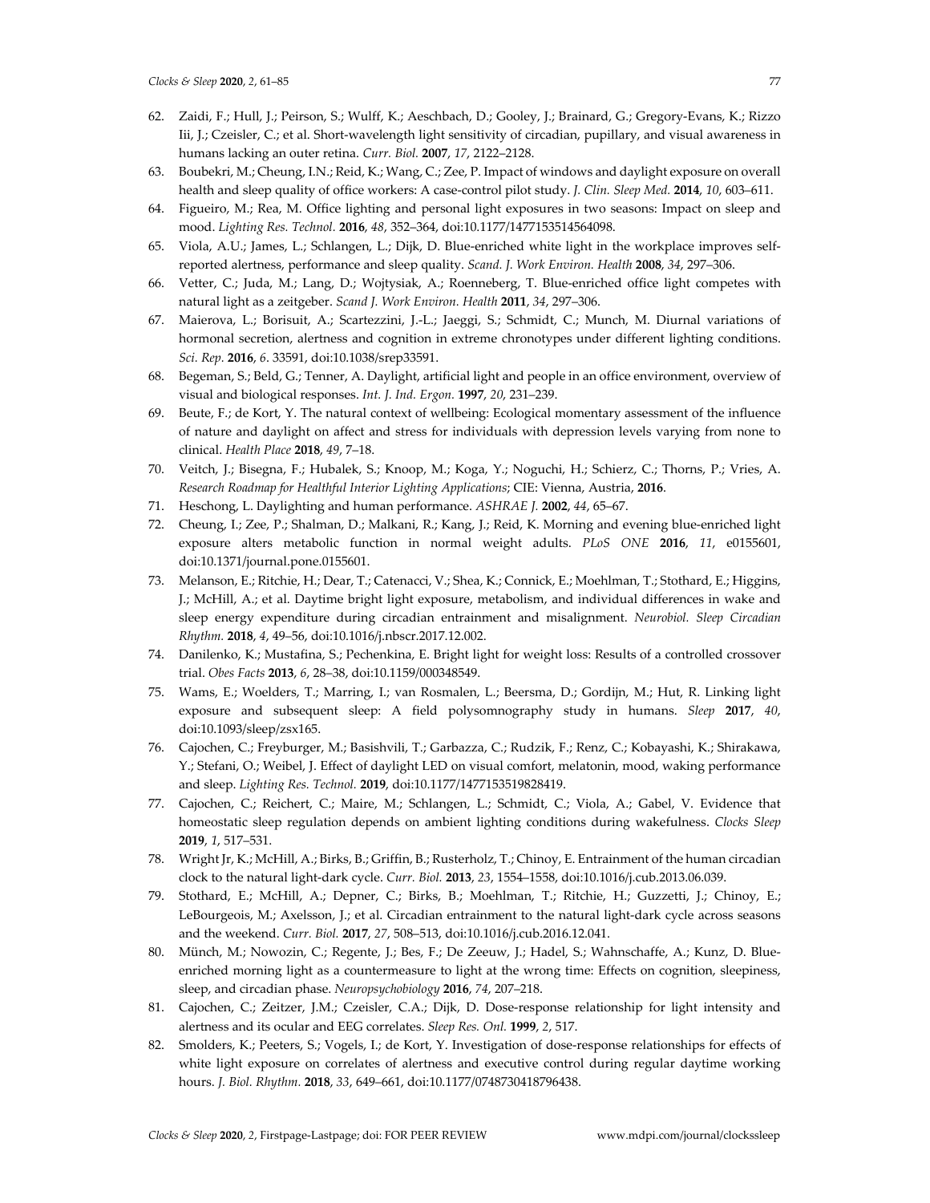62. Zaidi, F.; Hull, J.; Peirson, S.; Wulff, K.; Aeschbach, D.; Gooley, J.; Brainard, G.; Gregory-Evans, K.; Rizzo Iii, J.; Czeisler, C.; et al. Short-wavelength light sensitivity of circadian, pupillary, and visual awareness in humans lacking an outer retina. *Curr. Biol.* **2007**, *17*, 2122–2128.
63. Boubekri, M.; Cheung, I.N.; Reid, K.; Wang, C.; Zee, P. Impact of windows and daylight exposure on overall health and sleep quality of office workers: A case-control pilot study. *J. Clin. Sleep Med.* **2014**, *10*, 603–611.
64. Figueiro, M.; Rea, M. Office lighting and personal light exposures in two seasons: Impact on sleep and mood. *Lighting Res. Technol.* **2016**, *48*, 352–364, doi:10.1177/1477153514564098.
65. Viola, A.U.; James, L.; Schlangen, L.; Dijk, D. Blue-enriched white light in the workplace improves self-reported alertness, performance and sleep quality. *Scand. J. Work Environ. Health* **2008**, *34*, 297–306.
66. Vetter, C.; Juda, M.; Lang, D.; Wojtysiak, A.; Roenneberg, T. Blue-enriched office light competes with natural light as a zeitgeber. *Scand J. Work Environ. Health* **2011**, *34*, 297–306.
67. Maierova, L.; Borisuit, A.; Scartezzini, J.-L.; Jaeggi, S.; Schmidt, C.; Munch, M. Diurnal variations of hormonal secretion, alertness and cognition in extreme chronotypes under different lighting conditions. *Sci. Rep.* **2016**, *6*. 33591, doi:10.1038/srep33591.
68. Begeman, S.; Beld, G.; Tenner, A. Daylight, artificial light and people in an office environment, overview of visual and biological responses. *Int. J. Ind. Ergon.* **1997**, *20*, 231–239.
69. Beute, F.; de Kort, Y. The natural context of wellbeing: Ecological momentary assessment of the influence of nature and daylight on affect and stress for individuals with depression levels varying from none to clinical. *Health Place* **2018**, *49*, 7–18.
70. Veitch, J.; Bisegna, F.; Hubalek, S.; Knoop, M.; Koga, Y.; Noguchi, H.; Schierz, C.; Thorns, P.; Vries, A. *Research Roadmap for Healthful Interior Lighting Applications*; CIE: Vienna, Austria, **2016**.
71. Heschong, L. Daylighting and human performance. *ASHRAE J.* **2002**, *44*, 65–67.
72. Cheung, I.; Zee, P.; Shalman, D.; Malkani, R.; Kang, J.; Reid, K. Morning and evening blue-enriched light exposure alters metabolic function in normal weight adults. *PLoS ONE* **2016**, *11*, e0155601, doi:10.1371/journal.pone.0155601.
73. Melanson, E.; Ritchie, H.; Dear, T.; Catenacci, V.; Shea, K.; Connick, E.; Moehlman, T.; Stothard, E.; Higgins, J.; McHill, A.; et al. Daytime bright light exposure, metabolism, and individual differences in wake and sleep energy expenditure during circadian entrainment and misalignment. *Neurobiol. Sleep Circadian Rhythm.* **2018**, *4*, 49–56, doi:10.1016/j.nbscr.2017.12.002.
74. Danilenko, K.; Mustafina, S.; Pechenkina, E. Bright light for weight loss: Results of a controlled crossover trial. *Obes Facts* **2013**, *6*, 28–38, doi:10.1159/000348549.
75. Wams, E.; Woelders, T.; Marring, I.; van Rosmalen, L.; Beersma, D.; Gordijn, M.; Hut, R. Linking light exposure and subsequent sleep: A field polysomnography study in humans. *Sleep* **2017**, *40*, doi:10.1093/sleep/zsx165.
76. Cajochen, C.; Freyburger, M.; Basishvili, T.; Garbazza, C.; Rudzik, F.; Renz, C.; Kobayashi, K.; Shirakawa, Y.; Stefani, O.; Weibel, J. Effect of daylight LED on visual comfort, melatonin, mood, waking performance and sleep. *Lighting Res. Technol.* **2019**, doi:10.1177/1477153519828419.
77. Cajochen, C.; Reichert, C.; Maire, M.; Schlangen, L.; Schmidt, C.; Viola, A.; Gabel, V. Evidence that homeostatic sleep regulation depends on ambient lighting conditions during wakefulness. *Clocks Sleep* **2019**, *1*, 517–531.
78. Wright Jr, K.; McHill, A.; Birks, B.; Griffin, B.; Rusterholz, T.; Chinoy, E. Entrainment of the human circadian clock to the natural light-dark cycle. *Curr. Biol.* **2013**, *23*, 1554–1558, doi:10.1016/j.cub.2013.06.039.
79. Stothard, E.; McHill, A.; Depner, C.; Birks, B.; Moehlman, T.; Ritchie, H.; Guzzetti, J.; Chinoy, E.; LeBourgeois, M.; Axelsson, J.; et al. Circadian entrainment to the natural light-dark cycle across seasons and the weekend. *Curr. Biol.* **2017**, *27*, 508–513, doi:10.1016/j.cub.2016.12.041.
80. Münch, M.; Nowozin, C.; Regente, J.; Bes, F.; De Zeeuw, J.; Hadel, S.; Wahnschaffe, A.; Kunz, D. Blue-enriched morning light as a countermeasure to light at the wrong time: Effects on cognition, sleepiness, sleep, and circadian phase. *Neuropsychobiology* **2016**, *74*, 207–218.
81. Cajochen, C.; Zeitzer, J.M.; Czeisler, C.A.; Dijk, D. Dose-response relationship for light intensity and alertness and its ocular and EEG correlates. *Sleep Res. Onl.* **1999**, *2*, 517.
82. Smolders, K.; Peeters, S.; Vogels, I.; de Kort, Y. Investigation of dose-response relationships for effects of white light exposure on correlates of alertness and executive control during regular daytime working hours. *J. Biol. Rhythm.* **2018**, *33*, 649–661, doi:10.1177/0748730418796438.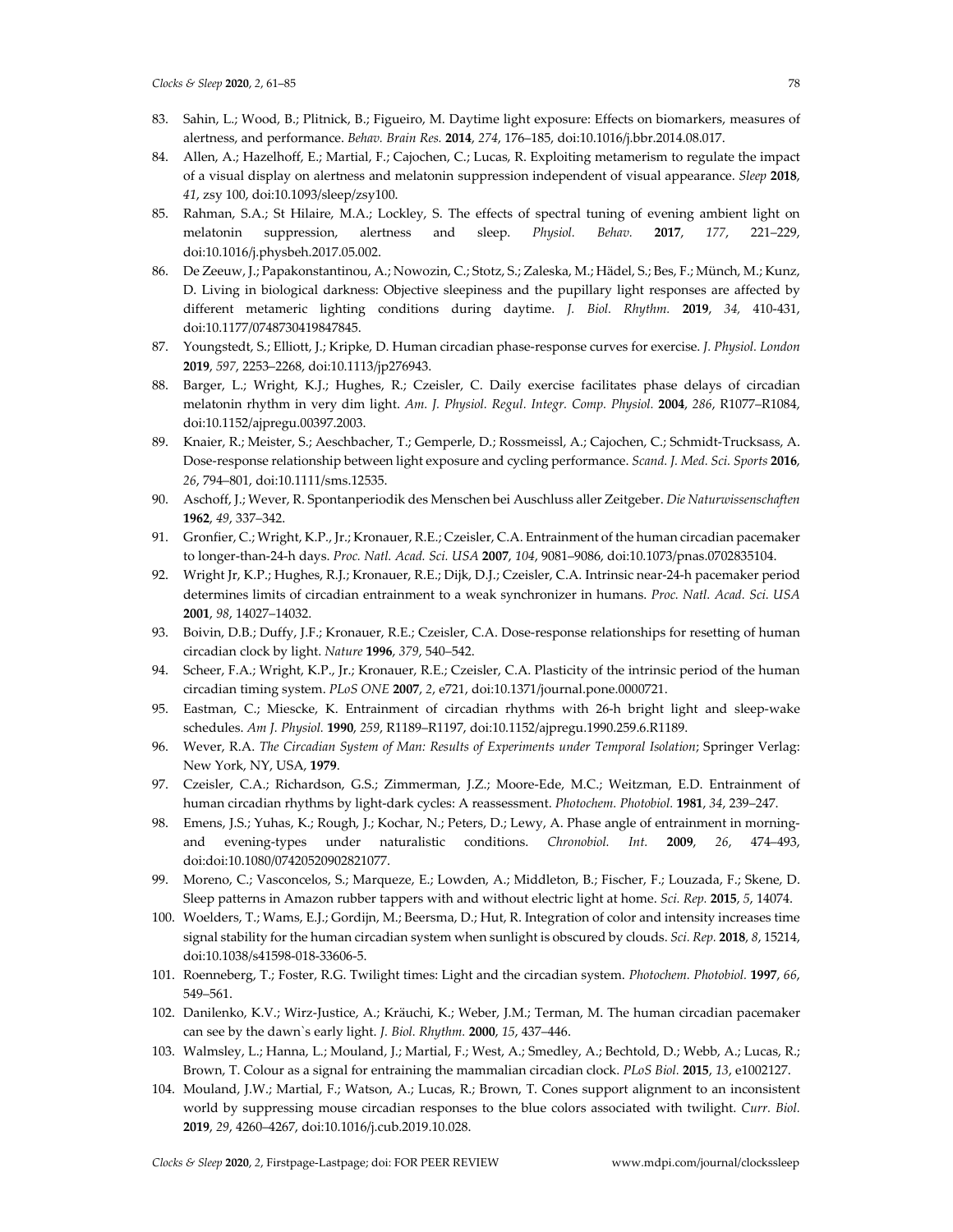83. Sahin, L.; Wood, B.; Plitnick, B.; Figueiro, M. Daytime light exposure: Effects on biomarkers, measures of alertness, and performance. *Behav. Brain Res.* **2014**, *274*, 176–185, doi:10.1016/j.bbr.2014.08.017.
84. Allen, A.; Hazelhoff, E.; Martial, F.; Cajochen, C.; Lucas, R. Exploiting metamerism to regulate the impact of a visual display on alertness and melatonin suppression independent of visual appearance. *Sleep* **2018**, *41*, zsy 100, doi:10.1093/sleep/zsy100.
85. Rahman, S.A.; St Hilaire, M.A.; Lockley, S. The effects of spectral tuning of evening ambient light on melatonin suppression, alertness and sleep. *Physiol. Behav.* **2017**, *177*, 221–229, doi:10.1016/j.physbeh.2017.05.002.
86. De Zeeuw, J.; Papakonstantinou, A.; Nowozin, C.; Stotz, S.; Zaleska, M.; Hädel, S.; Bes, F.; Münch, M.; Kunz, D. Living in biological darkness: Objective sleepiness and the pupillary light responses are affected by different metameric lighting conditions during daytime. *J. Biol. Rhythm.* **2019**, *34*, 410-431, doi:10.1177/0748730419847845.
87. Youngstedt, S.; Elliott, J.; Kripke, D. Human circadian phase-response curves for exercise. *J. Physiol. London* **2019**, *597*, 2253–2268, doi:10.1113/jp276943.
88. Barger, L.; Wright, K.J.; Hughes, R.; Czeisler, C. Daily exercise facilitates phase delays of circadian melatonin rhythm in very dim light. *Am. J. Physiol. Regul. Integr. Comp. Physiol.* **2004**, *286*, R1077–R1084, doi:10.1152/ajpregu.00397.2003.
89. Knaier, R.; Meister, S.; Aeschbacher, T.; Gemperle, D.; Rossmeissl, A.; Cajochen, C.; Schmidt-Trucksass, A. Dose-response relationship between light exposure and cycling performance. *Scand. J. Med. Sci. Sports* **2016**, *26*, 794–801, doi:10.1111/sms.12535.
90. Aschoff, J.; Wever, R. Spontanperiodik des Menschen bei Auschluss aller Zeitgeber. *Die Naturwissenschaften* **1962**, *49*, 337–342.
91. Gronfier, C.; Wright, K.P., Jr.; Kronauer, R.E.; Czeisler, C.A. Entrainment of the human circadian pacemaker to longer-than-24-h days. *Proc. Natl. Acad. Sci. USA* **2007**, *104*, 9081–9086, doi:10.1073/pnas.0702835104.
92. Wright Jr, K.P.; Hughes, R.J.; Kronauer, R.E.; Dijk, D.J.; Czeisler, C.A. Intrinsic near-24-h pacemaker period determines limits of circadian entrainment to a weak synchronizer in humans. *Proc. Natl. Acad. Sci. USA* **2001**, *98*, 14027–14032.
93. Boivin, D.B.; Duffy, J.F.; Kronauer, R.E.; Czeisler, C.A. Dose-response relationships for resetting of human circadian clock by light. *Nature* **1996**, *379*, 540–542.
94. Scheer, F.A.; Wright, K.P., Jr.; Kronauer, R.E.; Czeisler, C.A. Plasticity of the intrinsic period of the human circadian timing system. *PLoS ONE* **2007**, *2*, e721, doi:10.1371/journal.pone.0000721.
95. Eastman, C.; Miescke, K. Entrainment of circadian rhythms with 26-h bright light and sleep-wake schedules. *Am J. Physiol.* **1990**, *259*, R1189–R1197, doi:10.1152/ajpregu.1990.259.6.R1189.
96. Wever, R.A. *The Circadian System of Man: Results of Experiments under Temporal Isolation*; Springer Verlag: New York, NY, USA, **1979**.
97. Czeisler, C.A.; Richardson, G.S.; Zimmerman, J.Z.; Moore-Ede, M.C.; Weitzman, E.D. Entrainment of human circadian rhythms by light-dark cycles: A reassessment. *Photochem. Photobiol.* **1981**, *34*, 239–247.
98. Emens, J.S.; Yuhas, K.; Rough, J.; Kochar, N.; Peters, D.; Lewy, A. Phase angle of entrainment in morning- and evening-types under naturalistic conditions. *Chronobiol. Int.* **2009**, *26*, 474–493, doi:doi:10.1080/07420520902821077.
99. Moreno, C.; Vasconcelos, S.; Marqueze, E.; Lowden, A.; Middleton, B.; Fischer, F.; Louzada, F.; Skene, D. Sleep patterns in Amazon rubber tappers with and without electric light at home. *Sci. Rep.* **2015**, *5*, 14074.
100. Woelders, T.; Wams, E.J.; Gordijn, M.; Beersma, D.; Hut, R. Integration of color and intensity increases time signal stability for the human circadian system when sunlight is obscured by clouds. *Sci. Rep.* **2018**, *8*, 15214, doi:10.1038/s41598-018-33606-5.
101. Roenneberg, T.; Foster, R.G. Twilight times: Light and the circadian system. *Photochem. Photobiol.* **1997**, *66*, 549–561.
102. Danilenko, K.V.; Wirz-Justice, A.; Kräuchi, K.; Weber, J.M.; Terman, M. The human circadian pacemaker can see by the dawn`s early light. *J. Biol. Rhythm.* **2000**, *15*, 437–446.
103. Walmsley, L.; Hanna, L.; Mouland, J.; Martial, F.; West, A.; Smedley, A.; Bechtold, D.; Webb, A.; Lucas, R.; Brown, T. Colour as a signal for entraining the mammalian circadian clock. *PLoS Biol.* **2015**, *13*, e1002127.
104. Mouland, J.W.; Martial, F.; Watson, A.; Lucas, R.; Brown, T. Cones support alignment to an inconsistent world by suppressing mouse circadian responses to the blue colors associated with twilight. *Curr. Biol.* **2019**, *29*, 4260–4267, doi:10.1016/j.cub.2019.10.028.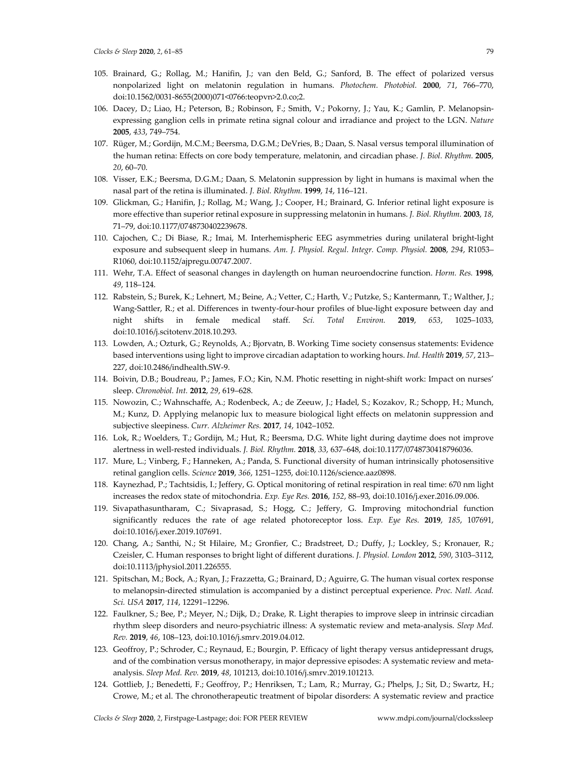105. Brainard, G.; Rollag, M.; Hanifin, J.; van den Beld, G.; Sanford, B. The effect of polarized versus nonpolarized light on melatonin regulation in humans. *Photochem. Photobiol.* **2000**, *71*, 766–770, doi:10.1562/0031-8655(2000)071<0766:teopvn>2.0.co;2.
106. Dacey, D.; Liao, H.; Peterson, B.; Robinson, F.; Smith, V.; Pokorny, J.; Yau, K.; Gamlin, P. Melanopsin-expressing ganglion cells in primate retina signal colour and irradiance and project to the LGN. *Nature* **2005**, *433*, 749–754.
107. Rüger, M.; Gordijn, M.C.M.; Beersma, D.G.M.; DeVries, B.; Daan, S. Nasal versus temporal illumination of the human retina: Effects on core body temperature, melatonin, and circadian phase. *J. Biol. Rhythm.* **2005**, *20*, 60–70.
108. Visser, E.K.; Beersma, D.G.M.; Daan, S. Melatonin suppression by light in humans is maximal when the nasal part of the retina is illuminated. *J. Biol. Rhythm.* **1999**, *14*, 116–121.
109. Glickman, G.; Hanifin, J.; Rollag, M.; Wang, J.; Cooper, H.; Brainard, G. Inferior retinal light exposure is more effective than superior retinal exposure in suppressing melatonin in humans. *J. Biol. Rhythm.* **2003**, *18*, 71–79, doi:10.1177/0748730402239678.
110. Cajochen, C.; Di Biase, R.; Imai, M. Interhemispheric EEG asymmetries during unilateral bright-light exposure and subsequent sleep in humans. *Am. J. Physiol. Regul. Integr. Comp. Physiol.* **2008**, *294*, R1053–R1060, doi:10.1152/ajpregu.00747.2007.
111. Wehr, T.A. Effect of seasonal changes in daylength on human neuroendocrine function. *Horm. Res.* **1998**, *49*, 118–124.
112. Rabstein, S.; Burek, K.; Lehnert, M.; Beine, A.; Vetter, C.; Harth, V.; Putzke, S.; Kantermann, T.; Walther, J.; Wang-Sattler, R.; et al. Differences in twenty-four-hour profiles of blue-light exposure between day and night shifts in female medical staff. *Sci. Total Environ.* **2019**, *653*, 1025–1033, doi:10.1016/j.scitotenv.2018.10.293.
113. Lowden, A.; Ozturk, G.; Reynolds, A.; Bjorvatn, B. Working Time society consensus statements: Evidence based interventions using light to improve circadian adaptation to working hours. *Ind. Health* **2019**, *57*, 213–227, doi:10.2486/indhealth.SW-9.
114. Boivin, D.B.; Boudreau, P.; James, F.O.; Kin, N.M. Photic resetting in night-shift work: Impact on nurses' sleep. *Chronobiol. Int.* **2012**, *29*, 619–628.
115. Nowozin, C.; Wahnschaffe, A.; Rodenbeck, A.; de Zeeuw, J.; Hadel, S.; Kozakov, R.; Schopp, H.; Munch, M.; Kunz, D. Applying melanopic lux to measure biological light effects on melatonin suppression and subjective sleepiness. *Curr. Alzheimer Res.* **2017**, *14*, 1042–1052.
116. Lok, R.; Woelders, T.; Gordijn, M.; Hut, R.; Beersma, D.G. White light during daytime does not improve alertness in well-rested individuals. *J. Biol. Rhythm.* **2018**, *33*, 637–648, doi:10.1177/0748730418796036.
117. Mure, L.; Vinberg, F.; Hanneken, A.; Panda, S. Functional diversity of human intrinsically photosensitive retinal ganglion cells. *Science* **2019**, *366*, 1251–1255, doi:10.1126/science.aaz0898.
118. Kaynezhad, P.; Tachtsidis, I.; Jeffery, G. Optical monitoring of retinal respiration in real time: 670 nm light increases the redox state of mitochondria. *Exp. Eye Res.* **2016**, *152*, 88–93, doi:10.1016/j.exer.2016.09.006.
119. Sivapathasuntharam, C.; Sivaprasad, S.; Hogg, C.; Jeffery, G. Improving mitochondrial function significantly reduces the rate of age related photoreceptor loss. *Exp. Eye Res.* **2019**, *185*, 107691, doi:10.1016/j.exer.2019.107691.
120. Chang, A.; Santhi, N.; St Hilaire, M.; Gronfier, C.; Bradstreet, D.; Duffy, J.; Lockley, S.; Kronauer, R.; Czeisler, C. Human responses to bright light of different durations. *J. Physiol. London* **2012**, *590*, 3103–3112, doi:10.1113/jphysiol.2011.226555.
121. Spitschan, M.; Bock, A.; Ryan, J.; Frazzetta, G.; Brainard, D.; Aguirre, G. The human visual cortex response to melanopsin-directed stimulation is accompanied by a distinct perceptual experience. *Proc. Natl. Acad. Sci. USA* **2017**, *114*, 12291–12296.
122. Faulkner, S.; Bee, P.; Meyer, N.; Dijk, D.; Drake, R. Light therapies to improve sleep in intrinsic circadian rhythm sleep disorders and neuro-psychiatric illness: A systematic review and meta-analysis. *Sleep Med. Rev.* **2019**, *46*, 108–123, doi:10.1016/j.smrv.2019.04.012.
123. Geoffroy, P.; Schroder, C.; Reynaud, E.; Bourgin, P. Efficacy of light therapy versus antidepressant drugs, and of the combination versus monotherapy, in major depressive episodes: A systematic review and meta-analysis. *Sleep Med. Rev.* **2019**, *48*, 101213, doi:10.1016/j.smrv.2019.101213.
124. Gottlieb, J.; Benedetti, F.; Geoffroy, P.; Henriksen, T.; Lam, R.; Murray, G.; Phelps, J.; Sit, D.; Swartz, H.; Crowe, M.; et al. The chronotherapeutic treatment of bipolar disorders: A systematic review and practice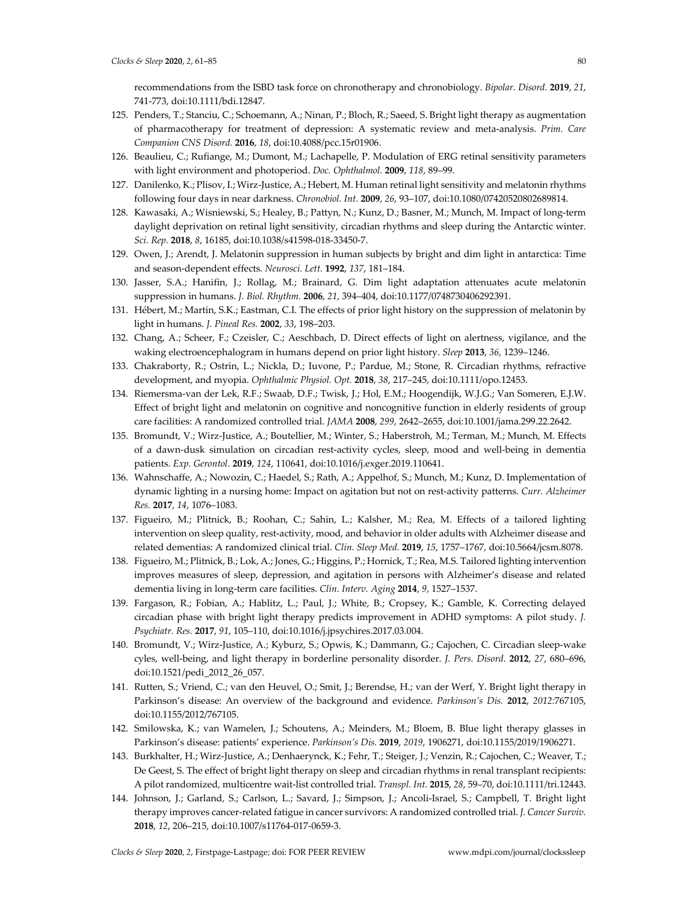recommendations from the ISBD task force on chronotherapy and chronobiology. *Bipolar. Disord.* **2019**, *21*, 741-773, doi:10.1111/bdi.12847.

125. Penders, T.; Stanciu, C.; Schoemann, A.; Ninan, P.; Bloch, R.; Saeed, S. Bright light therapy as augmentation of pharmacotherapy for treatment of depression: A systematic review and meta-analysis. *Prim. Care Companion CNS Disord.* **2016**, *18*, doi:10.4088/pcc.15r01906.
126. Beaulieu, C.; Rufiange, M.; Dumont, M.; Lachapelle, P. Modulation of ERG retinal sensitivity parameters with light environment and photoperiod. *Doc. Ophthalmol.* **2009**, *118*, 89–99.
127. Danilenko, K.; Plisov, I.; Wirz-Justice, A.; Hebert, M. Human retinal light sensitivity and melatonin rhythms following four days in near darkness. *Chronobiol. Int.* **2009**, *26*, 93–107, doi:10.1080/07420520802689814.
128. Kawasaki, A.; Wisniewski, S.; Healey, B.; Pattyn, N.; Kunz, D.; Basner, M.; Munch, M. Impact of long-term daylight deprivation on retinal light sensitivity, circadian rhythms and sleep during the Antarctic winter. *Sci. Rep.* **2018**, *8*, 16185, doi:10.1038/s41598-018-33450-7.
129. Owen, J.; Arendt, J. Melatonin suppression in human subjects by bright and dim light in antarctica: Time and season-dependent effects. *Neurosci. Lett.* **1992**, *137*, 181–184.
130. Jasser, S.A.; Hanifin, J.; Rollag, M.; Brainard, G. Dim light adaptation attenuates acute melatonin suppression in humans. *J. Biol. Rhythm.* **2006**, *21*, 394–404, doi:10.1177/0748730406292391.
131. Hébert, M.; Martin, S.K.; Eastman, C.I. The effects of prior light history on the suppression of melatonin by light in humans. *J. Pineal Res.* **2002**, *33*, 198–203.
132. Chang, A.; Scheer, F.; Czeisler, C.; Aeschbach, D. Direct effects of light on alertness, vigilance, and the waking electroencephalogram in humans depend on prior light history. *Sleep* **2013**, *36*, 1239–1246.
133. Chakraborty, R.; Ostrin, L.; Nickla, D.; Iuvone, P.; Pardue, M.; Stone, R. Circadian rhythms, refractive development, and myopia. *Ophthalmic Physiol. Opt.* **2018**, *38*, 217–245, doi:10.1111/opo.12453.
134. Riemersma-van der Lek, R.F.; Swaab, D.F.; Twisk, J.; Hol, E.M.; Hoogendijk, W.J.G.; Van Someren, E.J.W. Effect of bright light and melatonin on cognitive and noncognitive function in elderly residents of group care facilities: A randomized controlled trial. *JAMA* **2008**, *299*, 2642–2655, doi:10.1001/jama.299.22.2642.
135. Bromundt, V.; Wirz-Justice, A.; Boutellier, M.; Winter, S.; Haberstroh, M.; Terman, M.; Munch, M. Effects of a dawn-dusk simulation on circadian rest-activity cycles, sleep, mood and well-being in dementia patients. *Exp. Gerontol.* **2019**, *124*, 110641, doi:10.1016/j.exger.2019.110641.
136. Wahnschaffe, A.; Nowozin, C.; Haedel, S.; Rath, A.; Appelhof, S.; Munch, M.; Kunz, D. Implementation of dynamic lighting in a nursing home: Impact on agitation but not on rest-activity patterns. *Curr. Alzheimer Res.* **2017**, *14*, 1076–1083.
137. Figueiro, M.; Plitnick, B.; Roohan, C.; Sahin, L.; Kalsher, M.; Rea, M. Effects of a tailored lighting intervention on sleep quality, rest-activity, mood, and behavior in older adults with Alzheimer disease and related dementias: A randomized clinical trial. *Clin. Sleep Med.* **2019**, *15*, 1757–1767, doi:10.5664/jcsm.8078.
138. Figueiro, M.; Plitnick, B.; Lok, A.; Jones, G.; Higgins, P.; Hornick, T.; Rea, M.S. Tailored lighting intervention improves measures of sleep, depression, and agitation in persons with Alzheimer's disease and related dementia living in long-term care facilities. *Clin. Interv. Aging* **2014**, *9*, 1527–1537.
139. Fargason, R.; Fobian, A.; Hablitz, L.; Paul, J.; White, B.; Cropsey, K.; Gamble, K. Correcting delayed circadian phase with bright light therapy predicts improvement in ADHD symptoms: A pilot study. *J. Psychiatr. Res.* **2017**, *91*, 105–110, doi:10.1016/j.jpsychires.2017.03.004.
140. Bromundt, V.; Wirz-Justice, A.; Kyburz, S.; Opwis, K.; Dammann, G.; Cajochen, C. Circadian sleep-wake cyles, well-being, and light therapy in borderline personality disorder. *J. Pers. Disord.* **2012**, *27*, 680–696, doi:10.1521/pedi_2012_26_057.
141. Rutten, S.; Vriend, C.; van den Heuvel, O.; Smit, J.; Berendse, H.; van der Werf, Y. Bright light therapy in Parkinson's disease: An overview of the background and evidence. *Parkinson's Dis.* **2012**, *2012:*767105, doi:10.1155/2012/767105.
142. Smilowska, K.; van Wamelen, J.; Schoutens, A.; Meinders, M.; Bloem, B. Blue light therapy glasses in Parkinson's disease: patients' experience. *Parkinson's Dis.* **2019**, *2019*, 1906271, doi:10.1155/2019/1906271.
143. Burkhalter, H.; Wirz-Justice, A.; Denhaerynck, K.; Fehr, T.; Steiger, J.; Venzin, R.; Cajochen, C.; Weaver, T.; De Geest, S. The effect of bright light therapy on sleep and circadian rhythms in renal transplant recipients: A pilot randomized, multicentre wait-list controlled trial. *Transpl. Int.* **2015**, *28*, 59–70, doi:10.1111/tri.12443.
144. Johnson, J.; Garland, S.; Carlson, L.; Savard, J.; Simpson, J.; Ancoli-Israel, S.; Campbell, T. Bright light therapy improves cancer-related fatigue in cancer survivors: A randomized controlled trial. *J. Cancer Surviv.* **2018**, *12*, 206–215, doi:10.1007/s11764-017-0659-3.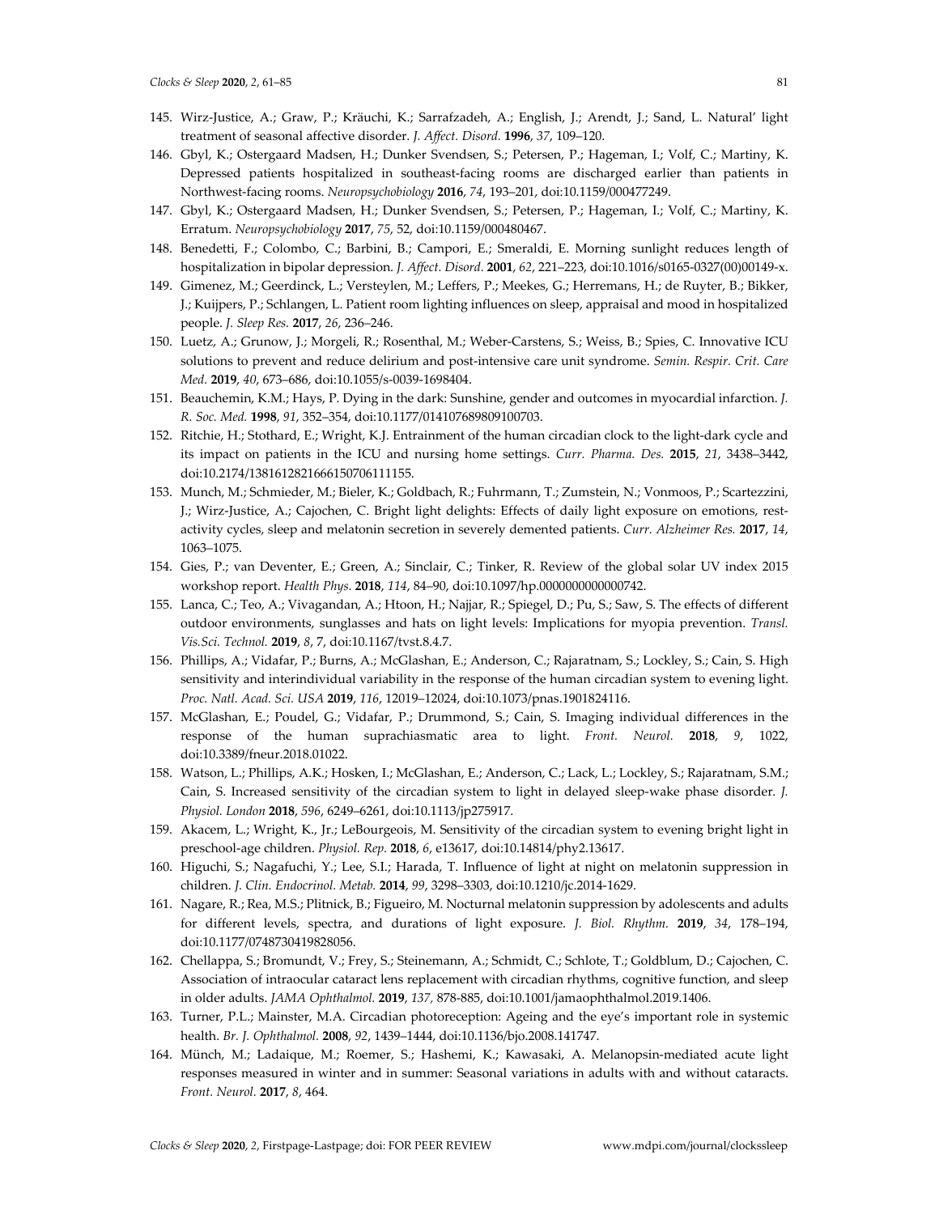145. Wirz-Justice, A.; Graw, P.; Kräuchi, K.; Sarrafzadeh, A.; English, J.; Arendt, J.; Sand, L. Natural' light treatment of seasonal affective disorder. *J. Affect. Disord.* **1996**, *37*, 109–120.
146. Gbyl, K.; Ostergaard Madsen, H.; Dunker Svendsen, S.; Petersen, P.; Hageman, I.; Volf, C.; Martiny, K. Depressed patients hospitalized in southeast-facing rooms are discharged earlier than patients in Northwest-facing rooms. *Neuropsychobiology* **2016**, *74*, 193–201, doi:10.1159/000477249.
147. Gbyl, K.; Ostergaard Madsen, H.; Dunker Svendsen, S.; Petersen, P.; Hageman, I.; Volf, C.; Martiny, K. Erratum. *Neuropsychobiology* **2017**, *75*, 52, doi:10.1159/000480467.
148. Benedetti, F.; Colombo, C.; Barbini, B.; Campori, E.; Smeraldi, E. Morning sunlight reduces length of hospitalization in bipolar depression. *J. Affect. Disord.* **2001**, *62*, 221–223, doi:10.1016/s0165-0327(00)00149-x.
149. Gimenez, M.; Geerdinck, L.; Versteylen, M.; Leffers, P.; Meekes, G.; Herremans, H.; de Ruyter, B.; Bikker, J.; Kuijpers, P.; Schlangen, L. Patient room lighting influences on sleep, appraisal and mood in hospitalized people. *J. Sleep Res.* **2017**, *26*, 236–246.
150. Luetz, A.; Grunow, J.; Morgeli, R.; Rosenthal, M.; Weber-Carstens, S.; Weiss, B.; Spies, C. Innovative ICU solutions to prevent and reduce delirium and post-intensive care unit syndrome. *Semin. Respir. Crit. Care Med.* **2019**, *40*, 673–686, doi:10.1055/s-0039-1698404.
151. Beauchemin, K.M.; Hays, P. Dying in the dark: Sunshine, gender and outcomes in myocardial infarction. *J. R. Soc. Med.* **1998**, *91*, 352–354, doi:10.1177/014107689809100703.
152. Ritchie, H.; Stothard, E.; Wright, K.J. Entrainment of the human circadian clock to the light-dark cycle and its impact on patients in the ICU and nursing home settings. *Curr. Pharma. Des.* **2015**, *21*, 3438–3442, doi:10.2174/1381612821666150706111155.
153. Munch, M.; Schmieder, M.; Bieler, K.; Goldbach, R.; Fuhrmann, T.; Zumstein, N.; Vonmoos, P.; Scartezzini, J.; Wirz-Justice, A.; Cajochen, C. Bright light delights: Effects of daily light exposure on emotions, rest-activity cycles, sleep and melatonin secretion in severely demented patients. *Curr. Alzheimer Res.* **2017**, *14*, 1063–1075.
154. Gies, P.; van Deventer, E.; Green, A.; Sinclair, C.; Tinker, R. Review of the global solar UV index 2015 workshop report. *Health Phys.* **2018**, *114*, 84–90, doi:10.1097/hp.0000000000000742.
155. Lanca, C.; Teo, A.; Vivagandan, A.; Htoon, H.; Najjar, R.; Spiegel, D.; Pu, S.; Saw, S. The effects of different outdoor environments, sunglasses and hats on light levels: Implications for myopia prevention. *Transl. Vis.Sci. Technol.* **2019**, *8*, 7, doi:10.1167/tvst.8.4.7.
156. Phillips, A.; Vidafar, P.; Burns, A.; McGlashan, E.; Anderson, C.; Rajaratnam, S.; Lockley, S.; Cain, S. High sensitivity and interindividual variability in the response of the human circadian system to evening light. *Proc. Natl. Acad. Sci. USA* **2019**, *116*, 12019–12024, doi:10.1073/pnas.1901824116.
157. McGlashan, E.; Poudel, G.; Vidafar, P.; Drummond, S.; Cain, S. Imaging individual differences in the response of the human suprachiasmatic area to light. *Front. Neurol.* **2018**, *9*, 1022, doi:10.3389/fneur.2018.01022.
158. Watson, L.; Phillips, A.K.; Hosken, I.; McGlashan, E.; Anderson, C.; Lack, L.; Lockley, S.; Rajaratnam, S.M.; Cain, S. Increased sensitivity of the circadian system to light in delayed sleep-wake phase disorder. *J. Physiol. London* **2018**, *596*, 6249–6261, doi:10.1113/jp275917.
159. Akacem, L.; Wright, K., Jr.; LeBourgeois, M. Sensitivity of the circadian system to evening bright light in preschool-age children. *Physiol. Rep.* **2018**, *6*, e13617, doi:10.14814/phy2.13617.
160. Higuchi, S.; Nagafuchi, Y.; Lee, S.I.; Harada, T. Influence of light at night on melatonin suppression in children. *J. Clin. Endocrinol. Metab.* **2014**, *99*, 3298–3303, doi:10.1210/jc.2014-1629.
161. Nagare, R.; Rea, M.S.; Plitnick, B.; Figueiro, M. Nocturnal melatonin suppression by adolescents and adults for different levels, spectra, and durations of light exposure. *J. Biol. Rhythm.* **2019**, *34*, 178–194, doi:10.1177/0748730419828056.
162. Chellappa, S.; Bromundt, V.; Frey, S.; Steinemann, A.; Schmidt, C.; Schlote, T.; Goldblum, D.; Cajochen, C. Association of intraocular cataract lens replacement with circadian rhythms, cognitive function, and sleep in older adults. *JAMA Ophthalmol.* **2019**, *137*, 878-885, doi:10.1001/jamaophthalmol.2019.1406.
163. Turner, P.L.; Mainster, M.A. Circadian photoreception: Ageing and the eye's important role in systemic health. *Br. J. Ophthalmol.* **2008**, *92*, 1439–1444, doi:10.1136/bjo.2008.141747.
164. Münch, M.; Ladaique, M.; Roemer, S.; Hashemi, K.; Kawasaki, A. Melanopsin-mediated acute light responses measured in winter and in summer: Seasonal variations in adults with and without cataracts. *Front. Neurol.* **2017**, *8*, 464.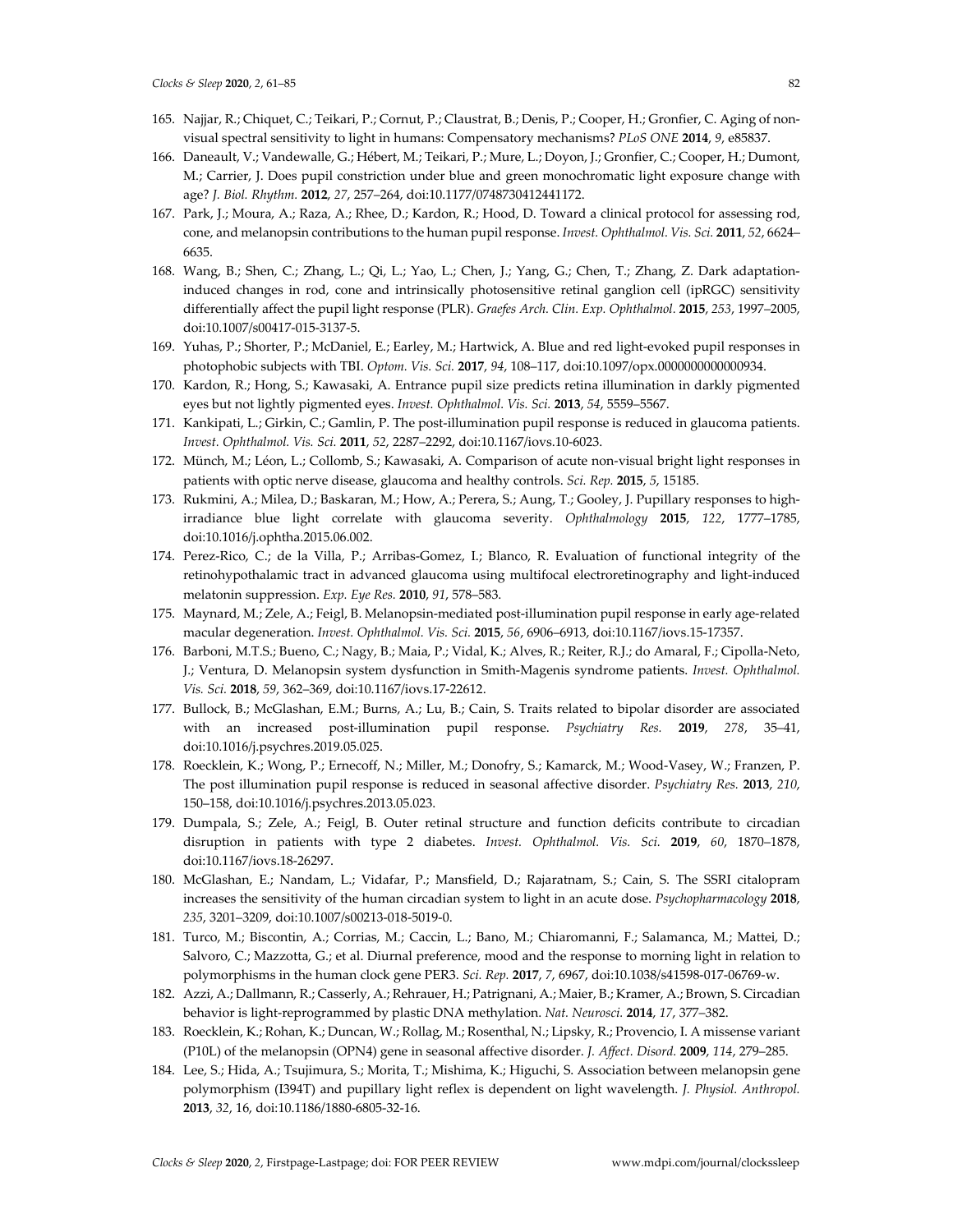165. Najjar, R.; Chiquet, C.; Teikari, P.; Cornut, P.; Claustrat, B.; Denis, P.; Cooper, H.; Gronfier, C. Aging of non-visual spectral sensitivity to light in humans: Compensatory mechanisms? *PLoS ONE* **2014**, *9*, e85837.
166. Daneault, V.; Vandewalle, G.; Hébert, M.; Teikari, P.; Mure, L.; Doyon, J.; Gronfier, C.; Cooper, H.; Dumont, M.; Carrier, J. Does pupil constriction under blue and green monochromatic light exposure change with age? *J. Biol. Rhythm.* **2012**, *27*, 257–264, doi:10.1177/0748730412441172.
167. Park, J.; Moura, A.; Raza, A.; Rhee, D.; Kardon, R.; Hood, D. Toward a clinical protocol for assessing rod, cone, and melanopsin contributions to the human pupil response. *Invest. Ophthalmol. Vis. Sci.* **2011**, *52*, 6624–6635.
168. Wang, B.; Shen, C.; Zhang, L.; Qi, L.; Yao, L.; Chen, J.; Yang, G.; Chen, T.; Zhang, Z. Dark adaptation-induced changes in rod, cone and intrinsically photosensitive retinal ganglion cell (ipRGC) sensitivity differentially affect the pupil light response (PLR). *Graefes Arch. Clin. Exp. Ophthalmol.* **2015**, *253*, 1997–2005, doi:10.1007/s00417-015-3137-5.
169. Yuhas, P.; Shorter, P.; McDaniel, E.; Earley, M.; Hartwick, A. Blue and red light-evoked pupil responses in photophobic subjects with TBI. *Optom. Vis. Sci.* **2017**, *94*, 108–117, doi:10.1097/opx.0000000000000934.
170. Kardon, R.; Hong, S.; Kawasaki, A. Entrance pupil size predicts retina illumination in darkly pigmented eyes but not lightly pigmented eyes. *Invest. Ophthalmol. Vis. Sci.* **2013**, *54*, 5559–5567.
171. Kankipati, L.; Girkin, C.; Gamlin, P. The post-illumination pupil response is reduced in glaucoma patients. *Invest. Ophthalmol. Vis. Sci.* **2011**, *52*, 2287–2292, doi:10.1167/iovs.10-6023.
172. Münch, M.; Léon, L.; Collomb, S.; Kawasaki, A. Comparison of acute non-visual bright light responses in patients with optic nerve disease, glaucoma and healthy controls. *Sci. Rep.* **2015**, *5*, 15185.
173. Rukmini, A.; Milea, D.; Baskaran, M.; How, A.; Perera, S.; Aung, T.; Gooley, J. Pupillary responses to high-irradiance blue light correlate with glaucoma severity. *Ophthalmology* **2015**, *122*, 1777–1785, doi:10.1016/j.ophtha.2015.06.002.
174. Perez-Rico, C.; de la Villa, P.; Arribas-Gomez, I.; Blanco, R. Evaluation of functional integrity of the retinohypothalamic tract in advanced glaucoma using multifocal electroretinography and light-induced melatonin suppression. *Exp. Eye Res.* **2010**, *91*, 578–583.
175. Maynard, M.; Zele, A.; Feigl, B. Melanopsin-mediated post-illumination pupil response in early age-related macular degeneration. *Invest. Ophthalmol. Vis. Sci.* **2015**, *56*, 6906–6913, doi:10.1167/iovs.15-17357.
176. Barboni, M.T.S.; Bueno, C.; Nagy, B.; Maia, P.; Vidal, K.; Alves, R.; Reiter, R.J.; do Amaral, F.; Cipolla-Neto, J.; Ventura, D. Melanopsin system dysfunction in Smith-Magenis syndrome patients. *Invest. Ophthalmol. Vis. Sci.* **2018**, *59*, 362–369, doi:10.1167/iovs.17-22612.
177. Bullock, B.; McGlashan, E.M.; Burns, A.; Lu, B.; Cain, S. Traits related to bipolar disorder are associated with an increased post-illumination pupil response. *Psychiatry Res.* **2019**, *278*, 35–41, doi:10.1016/j.psychres.2019.05.025.
178. Roecklein, K.; Wong, P.; Ernecoff, N.; Miller, M.; Donofry, S.; Kamarck, M.; Wood-Vasey, W.; Franzen, P. The post illumination pupil response is reduced in seasonal affective disorder. *Psychiatry Res.* **2013**, *210*, 150–158, doi:10.1016/j.psychres.2013.05.023.
179. Dumpala, S.; Zele, A.; Feigl, B. Outer retinal structure and function deficits contribute to circadian disruption in patients with type 2 diabetes. *Invest. Ophthalmol. Vis. Sci.* **2019**, *60*, 1870–1878, doi:10.1167/iovs.18-26297.
180. McGlashan, E.; Nandam, L.; Vidafar, P.; Mansfield, D.; Rajaratnam, S.; Cain, S. The SSRI citalopram increases the sensitivity of the human circadian system to light in an acute dose. *Psychopharmacology* **2018**, *235*, 3201–3209, doi:10.1007/s00213-018-5019-0.
181. Turco, M.; Biscontin, A.; Corrias, M.; Caccin, L.; Bano, M.; Chiaromanni, F.; Salamanca, M.; Mattei, D.; Salvoro, C.; Mazzotta, G.; et al. Diurnal preference, mood and the response to morning light in relation to polymorphisms in the human clock gene PER3. *Sci. Rep.* **2017**, *7*, 6967, doi:10.1038/s41598-017-06769-w.
182. Azzi, A.; Dallmann, R.; Casserly, A.; Rehrauer, H.; Patrignani, A.; Maier, B.; Kramer, A.; Brown, S. Circadian behavior is light-reprogrammed by plastic DNA methylation. *Nat. Neurosci.* **2014**, *17*, 377–382.
183. Roecklein, K.; Rohan, K.; Duncan, W.; Rollag, M.; Rosenthal, N.; Lipsky, R.; Provencio, I. A missense variant (P10L) of the melanopsin (OPN4) gene in seasonal affective disorder. *J. Affect. Disord.* **2009**, *114*, 279–285.
184. Lee, S.; Hida, A.; Tsujimura, S.; Morita, T.; Mishima, K.; Higuchi, S. Association between melanopsin gene polymorphism (I394T) and pupillary light reflex is dependent on light wavelength. *J. Physiol. Anthropol.* **2013**, *32*, 16, doi:10.1186/1880-6805-32-16.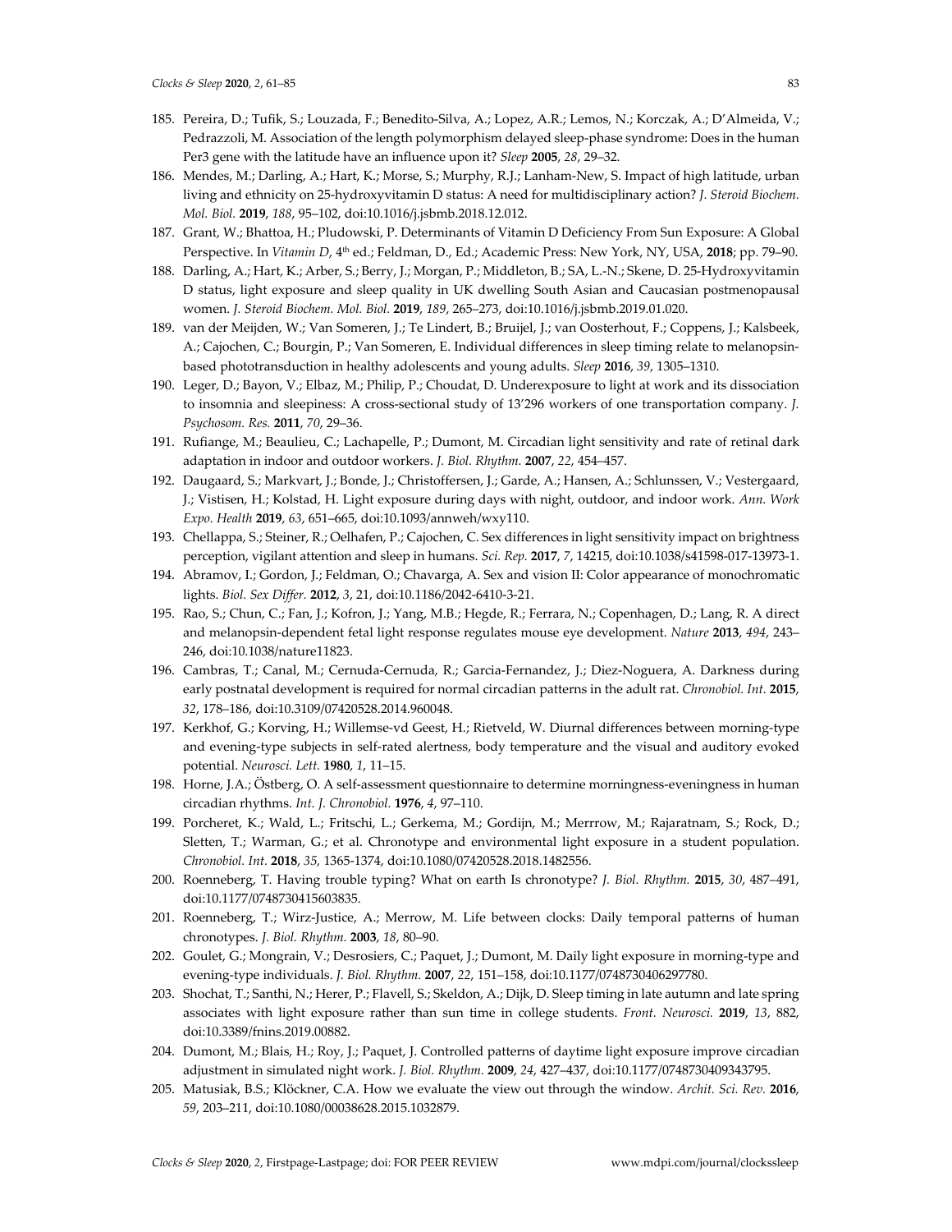185. Pereira, D.; Tufik, S.; Louzada, F.; Benedito-Silva, A.; Lopez, A.R.; Lemos, N.; Korczak, A.; D'Almeida, V.; Pedrazzoli, M. Association of the length polymorphism delayed sleep-phase syndrome: Does in the human Per3 gene with the latitude have an influence upon it? *Sleep* **2005**, *28*, 29–32.
186. Mendes, M.; Darling, A.; Hart, K.; Morse, S.; Murphy, R.J.; Lanham-New, S. Impact of high latitude, urban living and ethnicity on 25-hydroxyvitamin D status: A need for multidisciplinary action? *J. Steroid Biochem. Mol. Biol.* **2019**, *188*, 95–102, doi:10.1016/j.jsbmb.2018.12.012.
187. Grant, W.; Bhattoa, H.; Pludowski, P. Determinants of Vitamin D Deficiency From Sun Exposure: A Global Perspective. In *Vitamin D*, 4th ed.; Feldman, D., Ed.; Academic Press: New York, NY, USA, **2018**; pp. 79–90.
188. Darling, A.; Hart, K.; Arber, S.; Berry, J.; Morgan, P.; Middleton, B.; SA, L.-N.; Skene, D. 25-Hydroxyvitamin D status, light exposure and sleep quality in UK dwelling South Asian and Caucasian postmenopausal women. *J. Steroid Biochem. Mol. Biol.* **2019**, *189*, 265–273, doi:10.1016/j.jsbmb.2019.01.020.
189. van der Meijden, W.; Van Someren, J.; Te Lindert, B.; Bruijel, J.; van Oosterhout, F.; Coppens, J.; Kalsbeek, A.; Cajochen, C.; Bourgin, P.; Van Someren, E. Individual differences in sleep timing relate to melanopsin-based phototransduction in healthy adolescents and young adults. *Sleep* **2016**, *39*, 1305–1310.
190. Leger, D.; Bayon, V.; Elbaz, M.; Philip, P.; Choudat, D. Underexposure to light at work and its dissociation to insomnia and sleepiness: A cross-sectional study of 13'296 workers of one transportation company. *J. Psychosom. Res.* **2011**, *70*, 29–36.
191. Rufiange, M.; Beaulieu, C.; Lachapelle, P.; Dumont, M. Circadian light sensitivity and rate of retinal dark adaptation in indoor and outdoor workers. *J. Biol. Rhythm.* **2007**, *22*, 454–457.
192. Daugaard, S.; Markvart, J.; Bonde, J.; Christoffersen, J.; Garde, A.; Hansen, A.; Schlunssen, V.; Vestergaard, J.; Vistisen, H.; Kolstad, H. Light exposure during days with night, outdoor, and indoor work. *Ann. Work Expo. Health* **2019**, *63*, 651–665, doi:10.1093/annweh/wxy110.
193. Chellappa, S.; Steiner, R.; Oelhafen, P.; Cajochen, C. Sex differences in light sensitivity impact on brightness perception, vigilant attention and sleep in humans. *Sci. Rep.* **2017**, *7*, 14215, doi:10.1038/s41598-017-13973-1.
194. Abramov, I.; Gordon, J.; Feldman, O.; Chavarga, A. Sex and vision II: Color appearance of monochromatic lights. *Biol. Sex Differ.* **2012**, *3*, 21, doi:10.1186/2042-6410-3-21.
195. Rao, S.; Chun, C.; Fan, J.; Kofron, J.; Yang, M.B.; Hegde, R.; Ferrara, N.; Copenhagen, D.; Lang, R. A direct and melanopsin-dependent fetal light response regulates mouse eye development. *Nature* **2013**, *494*, 243–246, doi:10.1038/nature11823.
196. Cambras, T.; Canal, M.; Cernuda-Cernuda, R.; Garcia-Fernandez, J.; Diez-Noguera, A. Darkness during early postnatal development is required for normal circadian patterns in the adult rat. *Chronobiol. Int.* **2015**, *32*, 178–186, doi:10.3109/07420528.2014.960048.
197. Kerkhof, G.; Korving, H.; Willemse-vd Geest, H.; Rietveld, W. Diurnal differences between morning-type and evening-type subjects in self-rated alertness, body temperature and the visual and auditory evoked potential. *Neurosci. Lett.* **1980**, *1*, 11–15.
198. Horne, J.A.; Östberg, O. A self-assessment questionnaire to determine morningness-eveningness in human circadian rhythms. *Int. J. Chronobiol.* **1976**, *4*, 97–110.
199. Porcheret, K.; Wald, L.; Fritschi, L.; Gerkema, M.; Gordijn, M.; Merrrow, M.; Rajaratnam, S.; Rock, D.; Sletten, T.; Warman, G.; et al. Chronotype and environmental light exposure in a student population. *Chronobiol. Int.* **2018**, *35,* 1365-1374, doi:10.1080/07420528.2018.1482556.
200. Roenneberg, T. Having trouble typing? What on earth Is chronotype? *J. Biol. Rhythm.* **2015**, *30*, 487–491, doi:10.1177/0748730415603835.
201. Roenneberg, T.; Wirz-Justice, A.; Merrow, M. Life between clocks: Daily temporal patterns of human chronotypes. *J. Biol. Rhythm.* **2003**, *18*, 80–90.
202. Goulet, G.; Mongrain, V.; Desrosiers, C.; Paquet, J.; Dumont, M. Daily light exposure in morning-type and evening-type individuals. *J. Biol. Rhythm.* **2007**, *22*, 151–158, doi:10.1177/0748730406297780.
203. Shochat, T.; Santhi, N.; Herer, P.; Flavell, S.; Skeldon, A.; Dijk, D. Sleep timing in late autumn and late spring associates with light exposure rather than sun time in college students. *Front. Neurosci.* **2019**, *13*, 882, doi:10.3389/fnins.2019.00882.
204. Dumont, M.; Blais, H.; Roy, J.; Paquet, J. Controlled patterns of daytime light exposure improve circadian adjustment in simulated night work. *J. Biol. Rhythm.* **2009**, *24*, 427–437, doi:10.1177/0748730409343795.
205. Matusiak, B.S.; Klöckner, C.A. How we evaluate the view out through the window. *Archit. Sci. Rev.* **2016**, *59*, 203–211, doi:10.1080/00038628.2015.1032879.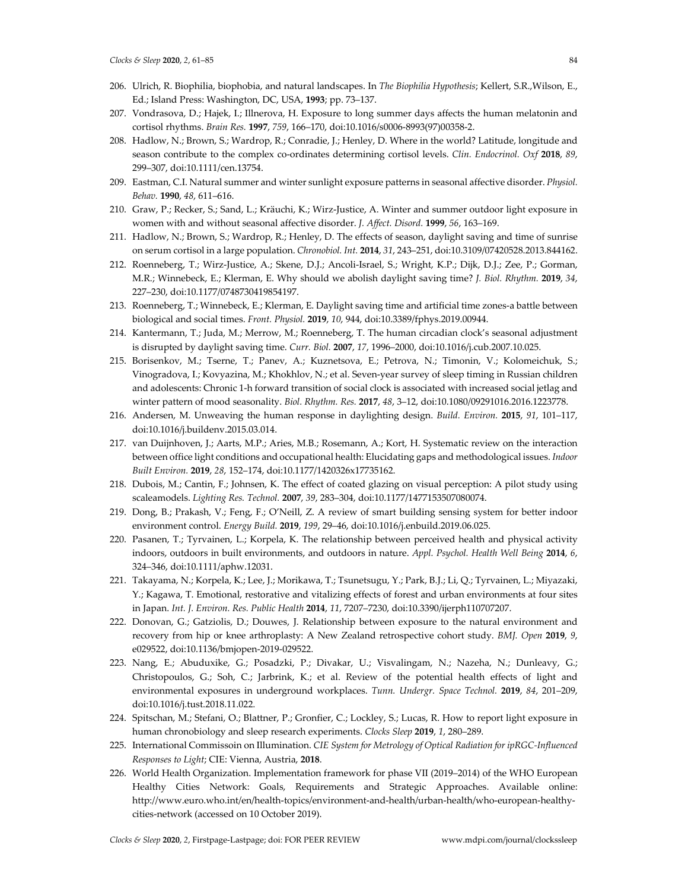206. Ulrich, R. Biophilia, biophobia, and natural landscapes. In *The Biophilia Hypothesis*; Kellert, S.R.,Wilson, E., Ed.; Island Press: Washington, DC, USA, **1993**; pp. 73–137.
207. Vondrasova, D.; Hajek, I.; Illnerova, H. Exposure to long summer days affects the human melatonin and cortisol rhythms. *Brain Res.* **1997**, *759*, 166–170, doi:10.1016/s0006-8993(97)00358-2.
208. Hadlow, N.; Brown, S.; Wardrop, R.; Conradie, J.; Henley, D. Where in the world? Latitude, longitude and season contribute to the complex co-ordinates determining cortisol levels. *Clin. Endocrinol. Oxf* **2018**, *89*, 299–307, doi:10.1111/cen.13754.
209. Eastman, C.I. Natural summer and winter sunlight exposure patterns in seasonal affective disorder. *Physiol. Behav.* **1990**, *48*, 611–616.
210. Graw, P.; Recker, S.; Sand, L.; Kräuchi, K.; Wirz-Justice, A. Winter and summer outdoor light exposure in women with and without seasonal affective disorder. *J. Affect. Disord.* **1999**, *56*, 163–169.
211. Hadlow, N.; Brown, S.; Wardrop, R.; Henley, D. The effects of season, daylight saving and time of sunrise on serum cortisol in a large population. *Chronobiol. Int.* **2014**, *31*, 243–251, doi:10.3109/07420528.2013.844162.
212. Roenneberg, T.; Wirz-Justice, A.; Skene, D.J.; Ancoli-Israel, S.; Wright, K.P.; Dijk, D.J.; Zee, P.; Gorman, M.R.; Winnebeck, E.; Klerman, E. Why should we abolish daylight saving time? *J. Biol. Rhythm.* **2019**, *34*, 227–230, doi:10.1177/0748730419854197.
213. Roenneberg, T.; Winnebeck, E.; Klerman, E. Daylight saving time and artificial time zones-a battle between biological and social times. *Front. Physiol.* **2019**, *10*, 944, doi:10.3389/fphys.2019.00944.
214. Kantermann, T.; Juda, M.; Merrow, M.; Roenneberg, T. The human circadian clock's seasonal adjustment is disrupted by daylight saving time. *Curr. Biol.* **2007**, *17*, 1996–2000, doi:10.1016/j.cub.2007.10.025.
215. Borisenkov, M.; Tserne, T.; Panev, A.; Kuznetsova, E.; Petrova, N.; Timonin, V.; Kolomeichuk, S.; Vinogradova, I.; Kovyazina, M.; Khokhlov, N.; et al. Seven-year survey of sleep timing in Russian children and adolescents: Chronic 1-h forward transition of social clock is associated with increased social jetlag and winter pattern of mood seasonality. *Biol. Rhythm. Res.* **2017**, *48*, 3–12, doi:10.1080/09291016.2016.1223778.
216. Andersen, M. Unweaving the human response in daylighting design. *Build. Environ.* **2015**, *91*, 101–117, doi:10.1016/j.buildenv.2015.03.014.
217. van Duijnhoven, J.; Aarts, M.P.; Aries, M.B.; Rosemann, A.; Kort, H. Systematic review on the interaction between office light conditions and occupational health: Elucidating gaps and methodological issues. *Indoor Built Environ.* **2019**, *28*, 152–174, doi:10.1177/1420326x17735162.
218. Dubois, M.; Cantin, F.; Johnsen, K. The effect of coated glazing on visual perception: A pilot study using scaleamodels. *Lighting Res. Technol.* **2007**, *39*, 283–304, doi:10.1177/1477153507080074.
219. Dong, B.; Prakash, V.; Feng, F.; O'Neill, Z. A review of smart building sensing system for better indoor environment control. *Energy Build.* **2019**, *199*, 29–46, doi:10.1016/j.enbuild.2019.06.025.
220. Pasanen, T.; Tyrvainen, L.; Korpela, K. The relationship between perceived health and physical activity indoors, outdoors in built environments, and outdoors in nature. *Appl. Psychol. Health Well Being* **2014**, *6*, 324–346, doi:10.1111/aphw.12031.
221. Takayama, N.; Korpela, K.; Lee, J.; Morikawa, T.; Tsunetsugu, Y.; Park, B.J.; Li, Q.; Tyrvainen, L.; Miyazaki, Y.; Kagawa, T. Emotional, restorative and vitalizing effects of forest and urban environments at four sites in Japan. *Int. J. Environ. Res. Public Health* **2014**, *11*, 7207–7230, doi:10.3390/ijerph110707207.
222. Donovan, G.; Gatziolis, D.; Douwes, J. Relationship between exposure to the natural environment and recovery from hip or knee arthroplasty: A New Zealand retrospective cohort study. *BMJ. Open* **2019**, *9*, e029522, doi:10.1136/bmjopen-2019-029522.
223. Nang, E.; Abuduxike, G.; Posadzki, P.; Divakar, U.; Visvalingam, N.; Nazeha, N.; Dunleavy, G.; Christopoulos, G.; Soh, C.; Jarbrink, K.; et al. Review of the potential health effects of light and environmental exposures in underground workplaces. *Tunn. Undergr. Space Technol.* **2019**, *84*, 201–209, doi:10.1016/j.tust.2018.11.022.
224. Spitschan, M.; Stefani, O.; Blattner, P.; Gronfier, C.; Lockley, S.; Lucas, R. How to report light exposure in human chronobiology and sleep research experiments. *Clocks Sleep* **2019**, *1*, 280–289.
225. International Commissoin on Illumination. *CIE System for Metrology of Optical Radiation for ipRGC-Influenced Responses to Light*; CIE: Vienna, Austria, **2018**.
226. World Health Organization. Implementation framework for phase VII (2019–2014) of the WHO European Healthy Cities Network: Goals, Requirements and Strategic Approaches. Available online: http://www.euro.who.int/en/health-topics/environment-and-health/urban-health/who-european-healthy-cities-network (accessed on 10 October 2019).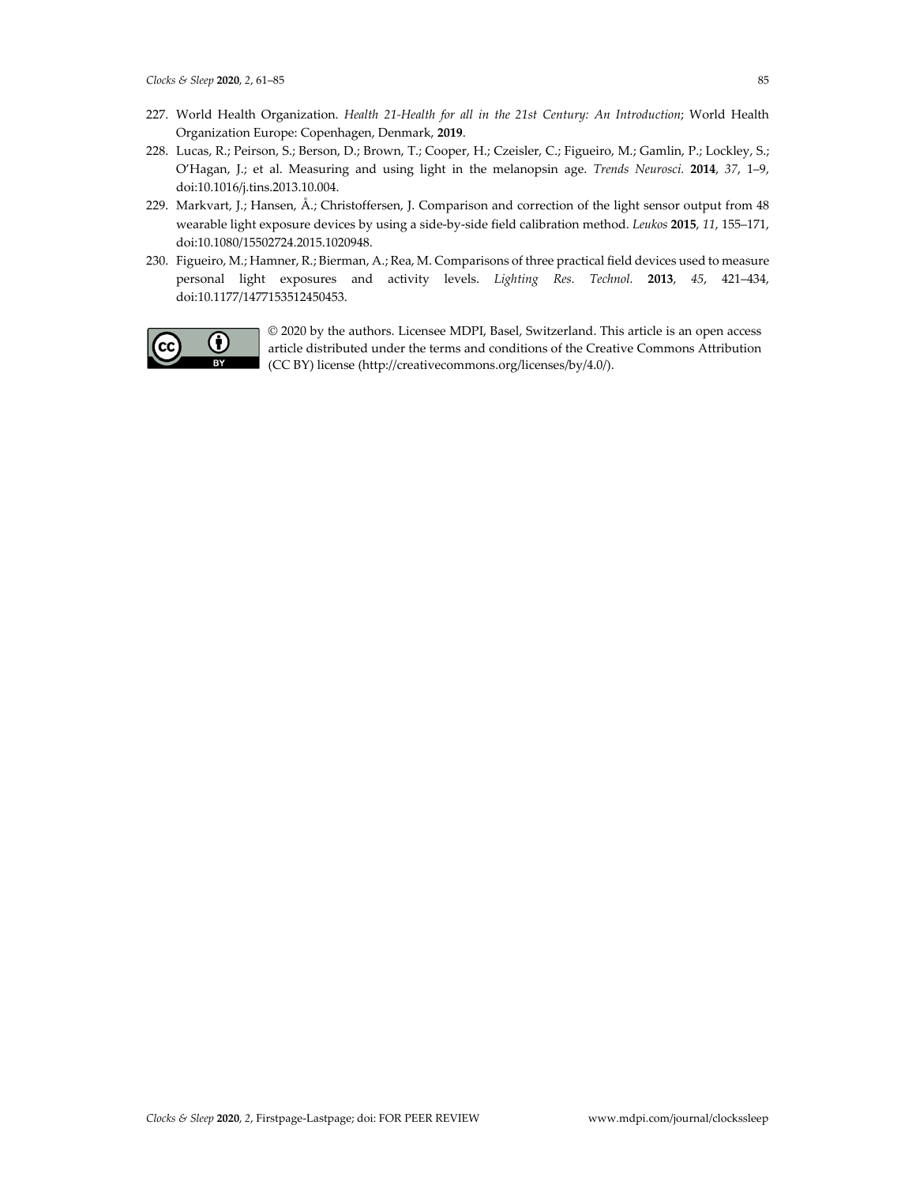227. World Health Organization. *Health 21-Health for all in the 21st Century: An Introduction*; World Health Organization Europe: Copenhagen, Denmark, **2019**.
228. Lucas, R.; Peirson, S.; Berson, D.; Brown, T.; Cooper, H.; Czeisler, C.; Figueiro, M.; Gamlin, P.; Lockley, S.; O'Hagan, J.; et al. Measuring and using light in the melanopsin age. *Trends Neurosci.* **2014**, *37*, 1–9, doi:10.1016/j.tins.2013.10.004.
229. Markvart, J.; Hansen, Å.; Christoffersen, J. Comparison and correction of the light sensor output from 48 wearable light exposure devices by using a side-by-side field calibration method. *Leukos* **2015**, *11*, 155–171, doi:10.1080/15502724.2015.1020948.
230. Figueiro, M.; Hamner, R.; Bierman, A.; Rea, M. Comparisons of three practical field devices used to measure personal light exposures and activity levels. *Lighting Res. Technol.* **2013**, *45*, 421–434, doi:10.1177/1477153512450453.

© 2020 by the authors. Licensee MDPI, Basel, Switzerland. This article is an open access article distributed under the terms and conditions of the Creative Commons Attribution (CC BY) license (http://creativecommons.org/licenses/by/4.0/).